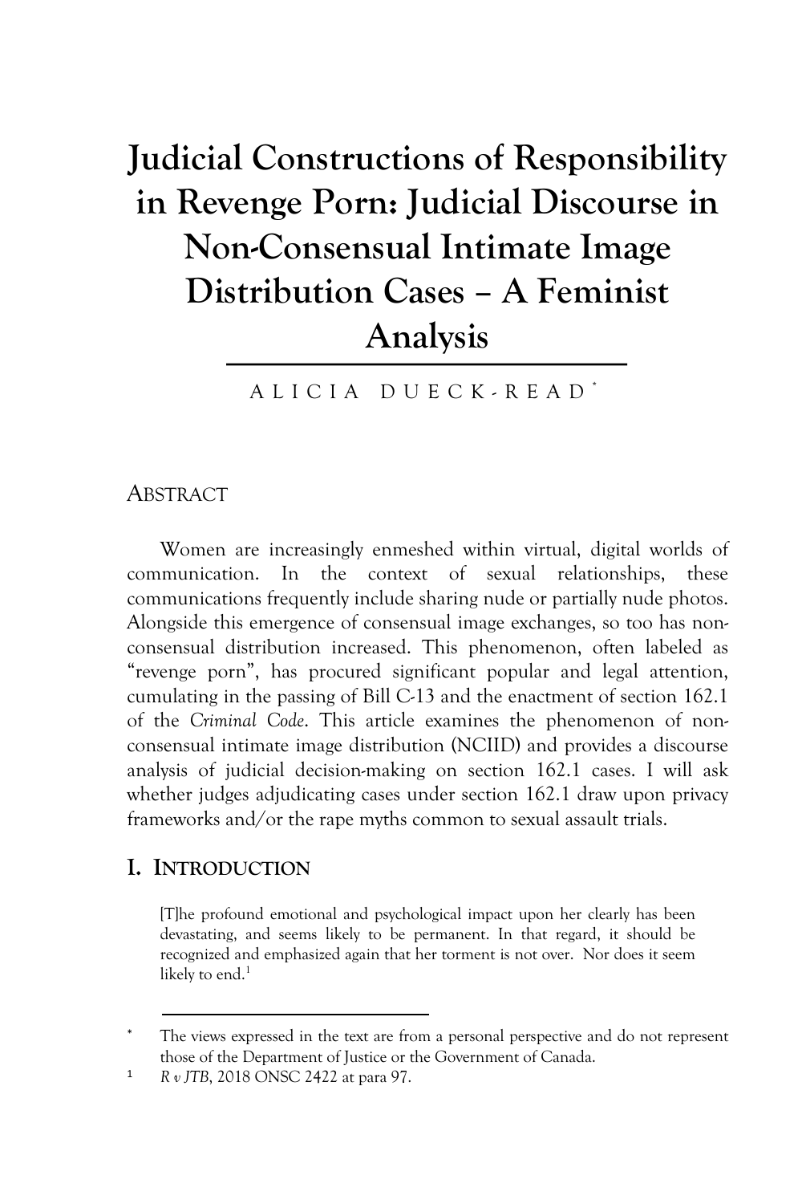# Judicial Constructions of Responsibility in Revenge Porn: Judicial Discourse in Non-Consensual Intimate Image Distribution Cases – A Feminist Analysis

ALICIA DUECK-READ[*]

## ABSTRACT

Women are increasingly enmeshed within virtual, digital worlds of communication. In the context of sexual relationships, these communications frequently include sharing nude or partially nude photos. Alongside this emergence of consensual image exchanges, so too has non-consensual distribution increased. This phenomenon, often labeled as "revenge porn", has procured significant popular and legal attention, cumulating in the passing of Bill C-13 and the enactment of section 162.1 of the *Criminal Code*. This article examines the phenomenon of non-consensual intimate image distribution (NCIID) and provides a discourse analysis of judicial decision-making on section 162.1 cases. I will ask whether judges adjudicating cases under section 162.1 draw upon privacy frameworks and/or the rape myths common to sexual assault trials.

## I. INTRODUCTION

> [T]he profound emotional and psychological impact upon her clearly has been devastating, and seems likely to be permanent. In that regard, it should be recognized and emphasized again that her torment is not over. Nor does it seem likely to end.[1]

---

[*] The views expressed in the text are from a personal perspective and do not represent those of the Department of Justice or the Government of Canada.

[1] *R v JTB*, 2018 ONSC 2422 at para 97.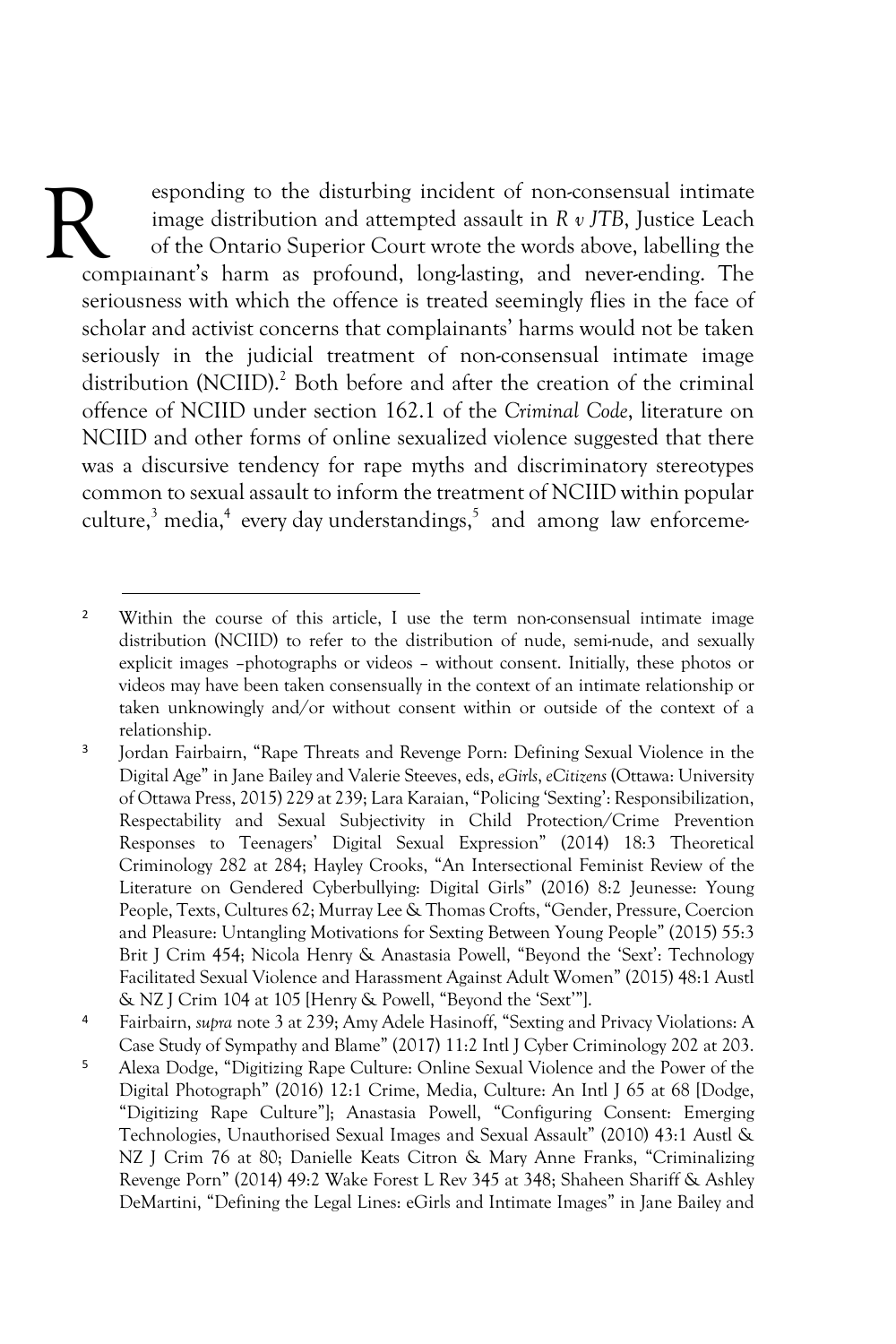Responding to the disturbing incident of non-consensual intimate image distribution and attempted assault in *R v JTB*, Justice Leach of the Ontario Superior Court wrote the words above, labelling the complainant's harm as profound, long-lasting, and never-ending. The seriousness with which the offence is treated seemingly flies in the face of scholar and activist concerns that complainants' harms would not be taken seriously in the judicial treatment of non-consensual intimate image distribution (NCIID).[2] Both before and after the creation of the criminal offence of NCIID under section 162.1 of the *Criminal Code*, literature on NCIID and other forms of online sexualized violence suggested that there was a discursive tendency for rape myths and discriminatory stereotypes common to sexual assault to inform the treatment of NCIID within popular culture,[3] media,[4] every day understandings,[5] and among law enforceme-

---

[2] Within the course of this article, I use the term non-consensual intimate image distribution (NCIID) to refer to the distribution of nude, semi-nude, and sexually explicit images –photographs or videos – without consent. Initially, these photos or videos may have been taken consensually in the context of an intimate relationship or taken unknowingly and/or without consent within or outside of the context of a relationship.

[3] Jordan Fairbairn, "Rape Threats and Revenge Porn: Defining Sexual Violence in the Digital Age" in Jane Bailey and Valerie Steeves, eds, *eGirls, eCitizens* (Ottawa: University of Ottawa Press, 2015) 229 at 239; Lara Karaian, "Policing 'Sexting': Responsibilization, Respectability and Sexual Subjectivity in Child Protection/Crime Prevention Responses to Teenagers' Digital Sexual Expression" (2014) 18:3 Theoretical Criminology 282 at 284; Hayley Crooks, "An Intersectional Feminist Review of the Literature on Gendered Cyberbullying: Digital Girls" (2016) 8:2 Jeunesse: Young People, Texts, Cultures 62; Murray Lee & Thomas Crofts, "Gender, Pressure, Coercion and Pleasure: Untangling Motivations for Sexting Between Young People" (2015) 55:3 Brit J Crim 454; Nicola Henry & Anastasia Powell, "Beyond the 'Sext': Technology Facilitated Sexual Violence and Harassment Against Adult Women" (2015) 48:1 Austl & NZ J Crim 104 at 105 [Henry & Powell, "Beyond the 'Sext'"].

[4] Fairbairn, *supra* note 3 at 239; Amy Adele Hasinoff, "Sexting and Privacy Violations: A Case Study of Sympathy and Blame" (2017) 11:2 Intl J Cyber Criminology 202 at 203.

[5] Alexa Dodge, "Digitizing Rape Culture: Online Sexual Violence and the Power of the Digital Photograph" (2016) 12:1 Crime, Media, Culture: An Intl J 65 at 68 [Dodge, "Digitizing Rape Culture"]; Anastasia Powell, "Configuring Consent: Emerging Technologies, Unauthorised Sexual Images and Sexual Assault" (2010) 43:1 Austl & NZ J Crim 76 at 80; Danielle Keats Citron & Mary Anne Franks, "Criminalizing Revenge Porn" (2014) 49:2 Wake Forest L Rev 345 at 348; Shaheen Shariff & Ashley DeMartini, "Defining the Legal Lines: eGirls and Intimate Images" in Jane Bailey and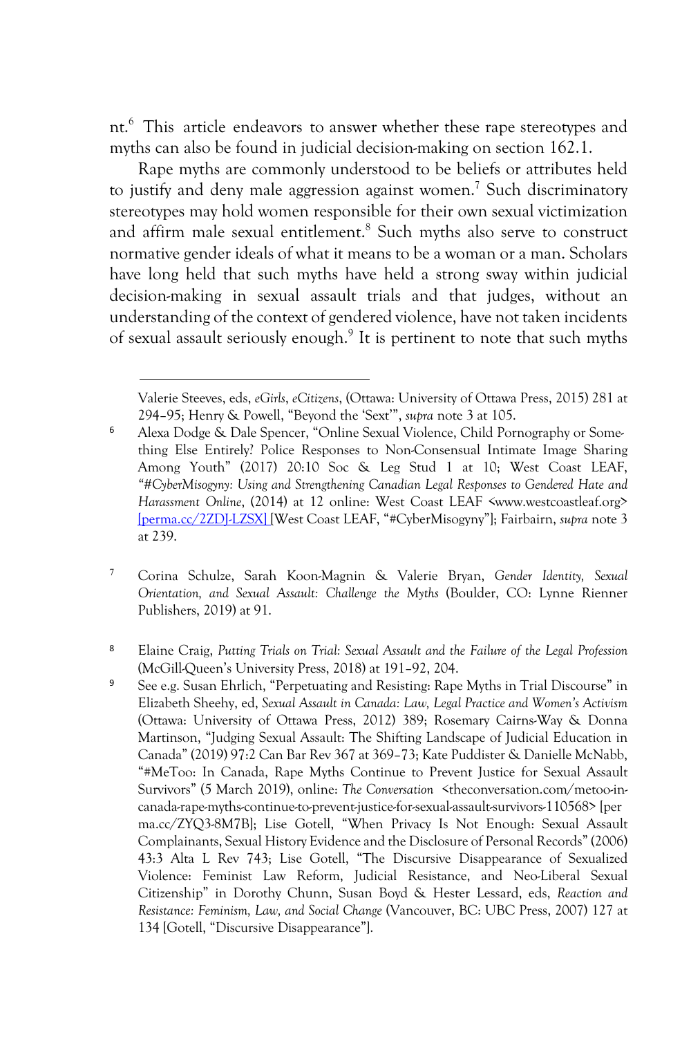nt.[6] This article endeavors to answer whether these rape stereotypes and myths can also be found in judicial decision-making on section 162.1.

Rape myths are commonly understood to be beliefs or attributes held to justify and deny male aggression against women.[7] Such discriminatory stereotypes may hold women responsible for their own sexual victimization and affirm male sexual entitlement.[8] Such myths also serve to construct normative gender ideals of what it means to be a woman or a man. Scholars have long held that such myths have held a strong sway within judicial decision-making in sexual assault trials and that judges, without an understanding of the context of gendered violence, have not taken incidents of sexual assault seriously enough.[9] It is pertinent to note that such myths

---

Valerie Steeves, eds, *eGirls*, *eCitizens*, (Ottawa: University of Ottawa Press, 2015) 281 at 294–95; Henry & Powell, "Beyond the 'Sext'", *supra* note 3 at 105.

6 Alexa Dodge & Dale Spencer, "Online Sexual Violence, Child Pornography or Something Else Entirely? Police Responses to Non-Consensual Intimate Image Sharing Among Youth" (2017) 20:10 Soc & Leg Stud 1 at 10; West Coast LEAF, *"#CyberMisogyny: Using and Strengthening Canadian Legal Responses to Gendered Hate and Harassment Online*, (2014) at 12 online: West Coast LEAF <www.westcoastleaf.org> [perma.cc/2ZDJ-LZSX] [West Coast LEAF, "#CyberMisogyny"]; Fairbairn, *supra* note 3 at 239.

7 Corina Schulze, Sarah Koon-Magnin & Valerie Bryan, *Gender Identity, Sexual Orientation, and Sexual Assault: Challenge the Myths* (Boulder, CO: Lynne Rienner Publishers, 2019) at 91.

8 Elaine Craig, *Putting Trials on Trial: Sexual Assault and the Failure of the Legal Profession* (McGill-Queen's University Press, 2018) at 191–92, 204.

9 See e.g. Susan Ehrlich, "Perpetuating and Resisting: Rape Myths in Trial Discourse" in Elizabeth Sheehy, ed, *Sexual Assault in Canada: Law, Legal Practice and Women's Activism* (Ottawa: University of Ottawa Press, 2012) 389; Rosemary Cairns-Way & Donna Martinson, "Judging Sexual Assault: The Shifting Landscape of Judicial Education in Canada" (2019) 97:2 Can Bar Rev 367 at 369–73; Kate Puddister & Danielle McNabb, "#MeToo: In Canada, Rape Myths Continue to Prevent Justice for Sexual Assault Survivors" (5 March 2019), online: *The Conversation* <theconversation.com/metoo-in-canada-rape-myths-continue-to-prevent-justice-for-sexual-assault-survivors-110568> [perma.cc/ZYQ3-8M7B]; Lise Gotell, "When Privacy Is Not Enough: Sexual Assault Complainants, Sexual History Evidence and the Disclosure of Personal Records" (2006) 43:3 Alta L Rev 743; Lise Gotell, "The Discursive Disappearance of Sexualized Violence: Feminist Law Reform, Judicial Resistance, and Neo-Liberal Sexual Citizenship" in Dorothy Chunn, Susan Boyd & Hester Lessard, eds, *Reaction and Resistance: Feminism, Law, and Social Change* (Vancouver, BC: UBC Press, 2007) 127 at 134 [Gotell, "Discursive Disappearance"].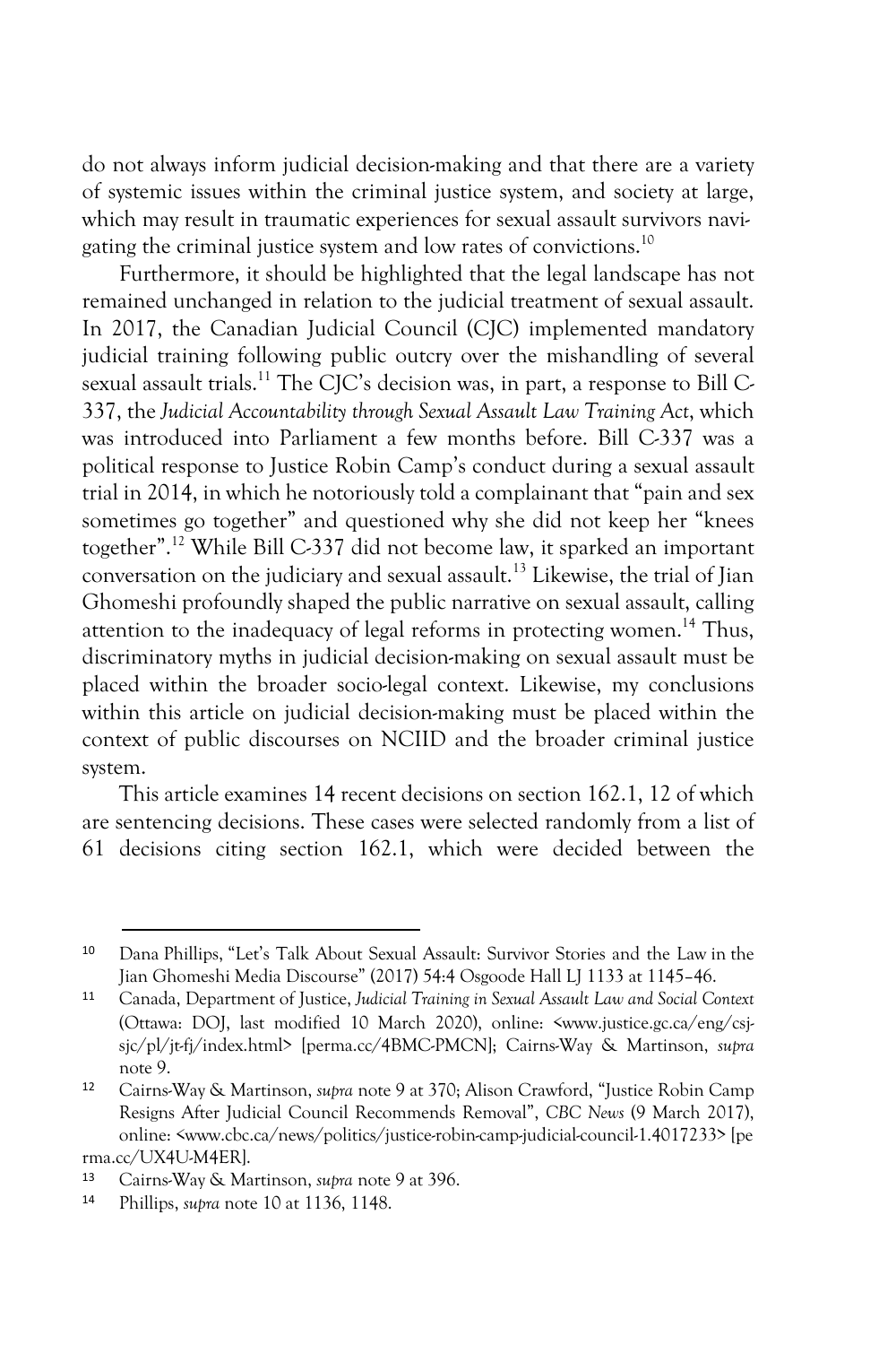do not always inform judicial decision-making and that there are a variety of systemic issues within the criminal justice system, and society at large, which may result in traumatic experiences for sexual assault survivors navigating the criminal justice system and low rates of convictions.[10]

Furthermore, it should be highlighted that the legal landscape has not remained unchanged in relation to the judicial treatment of sexual assault. In 2017, the Canadian Judicial Council (CJC) implemented mandatory judicial training following public outcry over the mishandling of several sexual assault trials.[11] The CJC's decision was, in part, a response to Bill C-337, the *Judicial Accountability through Sexual Assault Law Training Act*, which was introduced into Parliament a few months before. Bill C-337 was a political response to Justice Robin Camp's conduct during a sexual assault trial in 2014, in which he notoriously told a complainant that "pain and sex sometimes go together" and questioned why she did not keep her "knees together".[12] While Bill C-337 did not become law, it sparked an important conversation on the judiciary and sexual assault.[13] Likewise, the trial of Jian Ghomeshi profoundly shaped the public narrative on sexual assault, calling attention to the inadequacy of legal reforms in protecting women.[14] Thus, discriminatory myths in judicial decision-making on sexual assault must be placed within the broader socio-legal context. Likewise, my conclusions within this article on judicial decision-making must be placed within the context of public discourses on NCIID and the broader criminal justice system.

This article examines 14 recent decisions on section 162.1, 12 of which are sentencing decisions. These cases were selected randomly from a list of 61 decisions citing section 162.1, which were decided between the

---

10 Dana Phillips, "Let's Talk About Sexual Assault: Survivor Stories and the Law in the Jian Ghomeshi Media Discourse" (2017) 54:4 Osgoode Hall LJ 1133 at 1145–46.

11 Canada, Department of Justice, *Judicial Training in Sexual Assault Law and Social Context* (Ottawa: DOJ, last modified 10 March 2020), online: <www.justice.gc.ca/eng/csj-sjc/pl/jt-fj/index.html> [perma.cc/4BMC-PMCN]; Cairns-Way & Martinson, *supra* note 9.

12 Cairns-Way & Martinson, *supra* note 9 at 370; Alison Crawford, "Justice Robin Camp Resigns After Judicial Council Recommends Removal", *CBC News* (9 March 2017), online: <www.cbc.ca/news/politics/justice-robin-camp-judicial-council-1.4017233> [perma.cc/UX4U-M4ER].

13 Cairns-Way & Martinson, *supra* note 9 at 396.

14 Phillips, *supra* note 10 at 1136, 1148.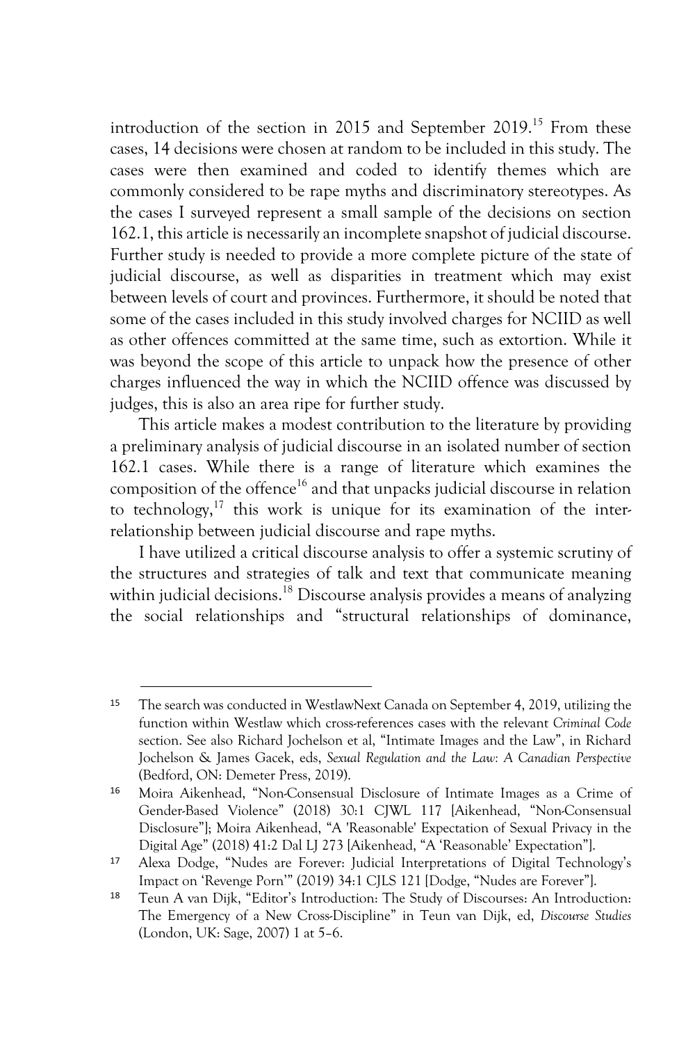introduction of the section in 2015 and September 2019.[15] From these cases, 14 decisions were chosen at random to be included in this study. The cases were then examined and coded to identify themes which are commonly considered to be rape myths and discriminatory stereotypes. As the cases I surveyed represent a small sample of the decisions on section 162.1, this article is necessarily an incomplete snapshot of judicial discourse. Further study is needed to provide a more complete picture of the state of judicial discourse, as well as disparities in treatment which may exist between levels of court and provinces. Furthermore, it should be noted that some of the cases included in this study involved charges for NCIID as well as other offences committed at the same time, such as extortion. While it was beyond the scope of this article to unpack how the presence of other charges influenced the way in which the NCIID offence was discussed by judges, this is also an area ripe for further study.

This article makes a modest contribution to the literature by providing a preliminary analysis of judicial discourse in an isolated number of section 162.1 cases. While there is a range of literature which examines the composition of the offence[16] and that unpacks judicial discourse in relation to technology,[17] this work is unique for its examination of the inter-relationship between judicial discourse and rape myths.

I have utilized a critical discourse analysis to offer a systemic scrutiny of the structures and strategies of talk and text that communicate meaning within judicial decisions.[18] Discourse analysis provides a means of analyzing the social relationships and "structural relationships of dominance,

---

[15] The search was conducted in WestlawNext Canada on September 4, 2019, utilizing the function within Westlaw which cross-references cases with the relevant *Criminal Code* section. See also Richard Jochelson et al, "Intimate Images and the Law", in Richard Jochelson & James Gacek, eds, *Sexual Regulation and the Law: A Canadian Perspective* (Bedford, ON: Demeter Press, 2019).

[16] Moira Aikenhead, "Non-Consensual Disclosure of Intimate Images as a Crime of Gender-Based Violence" (2018) 30:1 CJWL 117 [Aikenhead, "Non-Consensual Disclosure"]; Moira Aikenhead, "A 'Reasonable' Expectation of Sexual Privacy in the Digital Age" (2018) 41:2 Dal LJ 273 [Aikenhead, "A 'Reasonable' Expectation"].

[17] Alexa Dodge, "Nudes are Forever: Judicial Interpretations of Digital Technology's Impact on 'Revenge Porn'" (2019) 34:1 CJLS 121 [Dodge, "Nudes are Forever"].

[18] Teun A van Dijk, "Editor's Introduction: The Study of Discourses: An Introduction: The Emergency of a New Cross-Discipline" in Teun van Dijk, ed, *Discourse Studies* (London, UK: Sage, 2007) 1 at 5–6.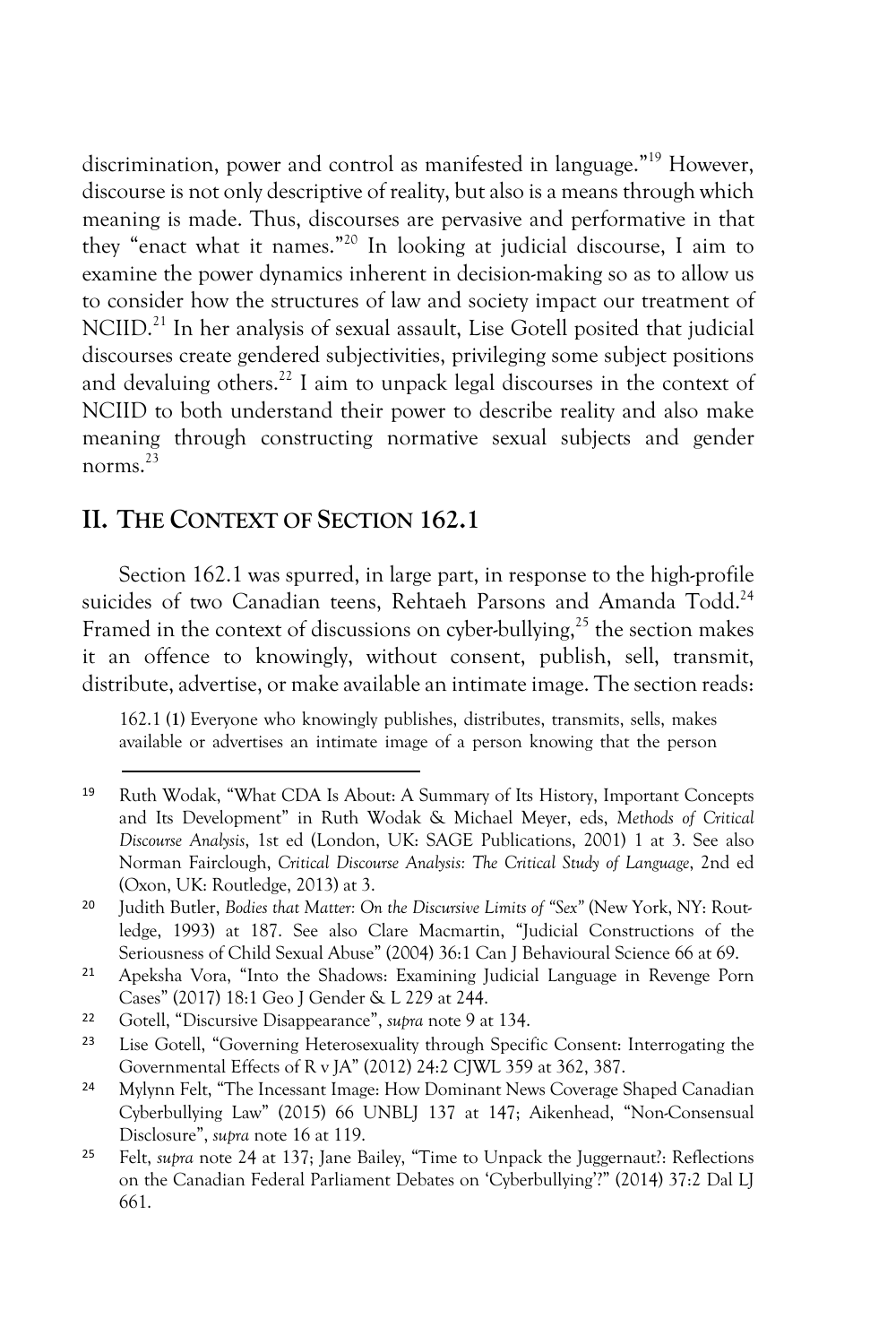discrimination, power and control as manifested in language."[19] However, discourse is not only descriptive of reality, but also is a means through which meaning is made. Thus, discourses are pervasive and performative in that they "enact what it names."[20] In looking at judicial discourse, I aim to examine the power dynamics inherent in decision-making so as to allow us to consider how the structures of law and society impact our treatment of NCIID.[21] In her analysis of sexual assault, Lise Gotell posited that judicial discourses create gendered subjectivities, privileging some subject positions and devaluing others.[22] I aim to unpack legal discourses in the context of NCIID to both understand their power to describe reality and also make meaning through constructing normative sexual subjects and gender norms.[23]

## II. THE CONTEXT OF SECTION 162.1

Section 162.1 was spurred, in large part, in response to the high-profile suicides of two Canadian teens, Rehtaeh Parsons and Amanda Todd.[24] Framed in the context of discussions on cyber-bullying,[25] the section makes it an offence to knowingly, without consent, publish, sell, transmit, distribute, advertise, or make available an intimate image. The section reads:

> 162.1 (1) Everyone who knowingly publishes, distributes, transmits, sells, makes available or advertises an intimate image of a person knowing that the person

---

[19] Ruth Wodak, "What CDA Is About: A Summary of Its History, Important Concepts and Its Development" in Ruth Wodak & Michael Meyer, eds, *Methods of Critical Discourse Analysis*, 1st ed (London, UK: SAGE Publications, 2001) 1 at 3. See also Norman Fairclough, *Critical Discourse Analysis: The Critical Study of Language*, 2nd ed (Oxon, UK: Routledge, 2013) at 3.

[20] Judith Butler, *Bodies that Matter: On the Discursive Limits of "Sex"* (New York, NY: Routledge, 1993) at 187. See also Clare Macmartin, "Judicial Constructions of the Seriousness of Child Sexual Abuse" (2004) 36:1 Can J Behavioural Science 66 at 69.

[21] Apeksha Vora, "Into the Shadows: Examining Judicial Language in Revenge Porn Cases" (2017) 18:1 Geo J Gender & L 229 at 244.

[22] Gotell, "Discursive Disappearance", *supra* note 9 at 134.

[23] Lise Gotell, "Governing Heterosexuality through Specific Consent: Interrogating the Governmental Effects of R v JA" (2012) 24:2 CJWL 359 at 362, 387.

[24] Mylynn Felt, "The Incessant Image: How Dominant News Coverage Shaped Canadian Cyberbullying Law" (2015) 66 UNBLJ 137 at 147; Aikenhead, "Non-Consensual Disclosure", *supra* note 16 at 119.

[25] Felt, *supra* note 24 at 137; Jane Bailey, "Time to Unpack the Juggernaut?: Reflections on the Canadian Federal Parliament Debates on 'Cyberbullying'?" (2014) 37:2 Dal LJ 661.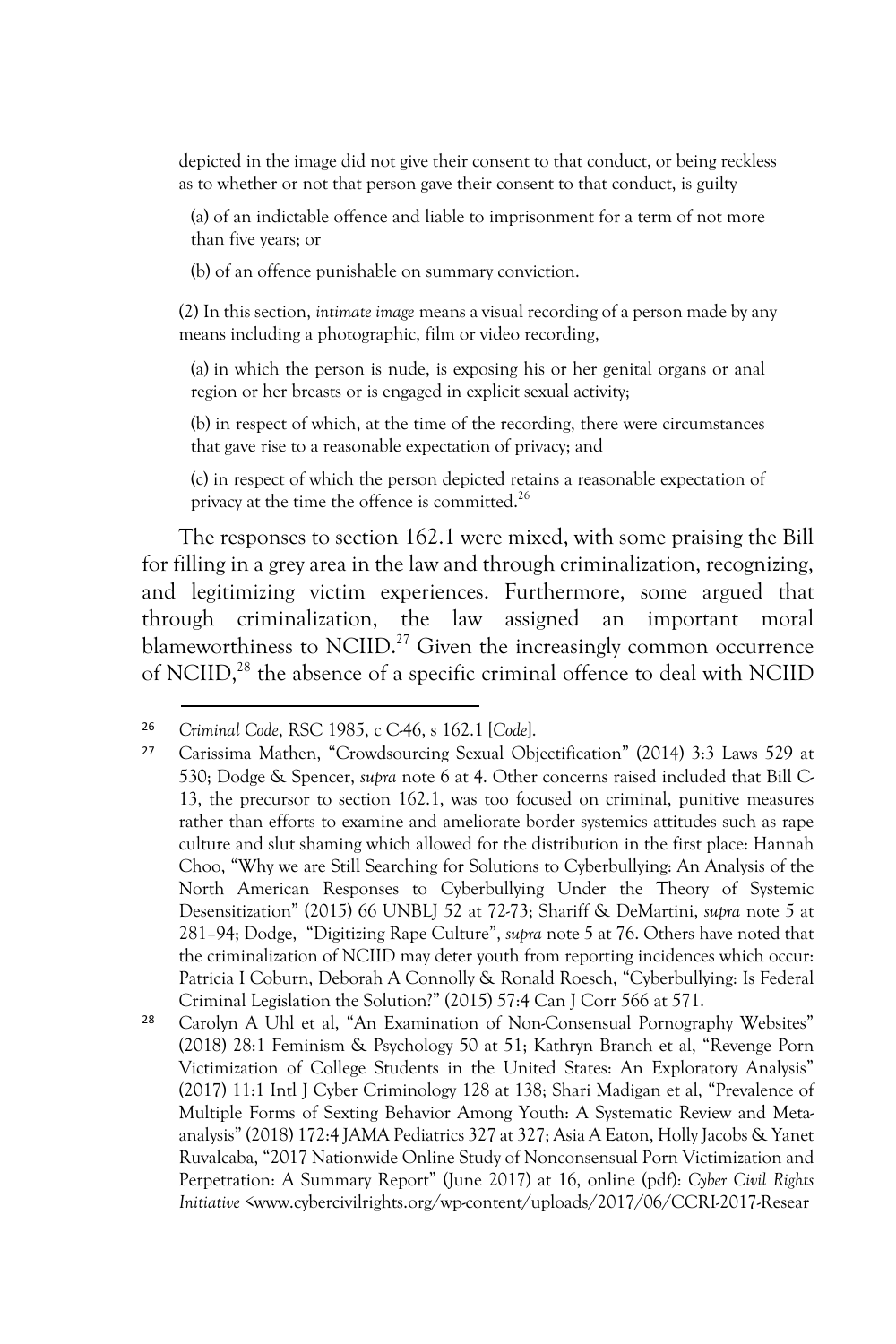depicted in the image did not give their consent to that conduct, or being reckless as to whether or not that person gave their consent to that conduct, is guilty

(a) of an indictable offence and liable to imprisonment for a term of not more than five years; or

(b) of an offence punishable on summary conviction.

(2) In this section, *intimate image* means a visual recording of a person made by any means including a photographic, film or video recording,

(a) in which the person is nude, is exposing his or her genital organs or anal region or her breasts or is engaged in explicit sexual activity;

(b) in respect of which, at the time of the recording, there were circumstances that gave rise to a reasonable expectation of privacy; and

(c) in respect of which the person depicted retains a reasonable expectation of privacy at the time the offence is committed.[26]

The responses to section 162.1 were mixed, with some praising the Bill for filling in a grey area in the law and through criminalization, recognizing, and legitimizing victim experiences. Furthermore, some argued that through criminalization, the law assigned an important moral blameworthiness to NCIID.[27] Given the increasingly common occurrence of NCIID,[28] the absence of a specific criminal offence to deal with NCIID

---

[26] *Criminal Code*, RSC 1985, c C-46, s 162.1 [*Code*].

[27] Carissima Mathen, "Crowdsourcing Sexual Objectification" (2014) 3:3 Laws 529 at 530; Dodge & Spencer, *supra* note 6 at 4. Other concerns raised included that Bill C-13, the precursor to section 162.1, was too focused on criminal, punitive measures rather than efforts to examine and ameliorate border systemics attitudes such as rape culture and slut shaming which allowed for the distribution in the first place: Hannah Choo, "Why we are Still Searching for Solutions to Cyberbullying: An Analysis of the North American Responses to Cyberbullying Under the Theory of Systemic Desensitization" (2015) 66 UNBLJ 52 at 72-73; Shariff & DeMartini, *supra* note 5 at 281–94; Dodge, "Digitizing Rape Culture", *supra* note 5 at 76. Others have noted that the criminalization of NCIID may deter youth from reporting incidences which occur: Patricia I Coburn, Deborah A Connolly & Ronald Roesch, "Cyberbullying: Is Federal Criminal Legislation the Solution?" (2015) 57:4 Can J Corr 566 at 571.

[28] Carolyn A Uhl et al, "An Examination of Non-Consensual Pornography Websites" (2018) 28:1 Feminism & Psychology 50 at 51; Kathryn Branch et al, "Revenge Porn Victimization of College Students in the United States: An Exploratory Analysis" (2017) 11:1 Intl J Cyber Criminology 128 at 138; Shari Madigan et al, "Prevalence of Multiple Forms of Sexting Behavior Among Youth: A Systematic Review and Meta-analysis" (2018) 172:4 JAMA Pediatrics 327 at 327; Asia A Eaton, Holly Jacobs & Yanet Ruvalcaba, "2017 Nationwide Online Study of Nonconsensual Porn Victimization and Perpetration: A Summary Report" (June 2017) at 16, online (pdf): *Cyber Civil Rights Initiative* <www.cybercivilrights.org/wp-content/uploads/2017/06/CCRI-2017-Resear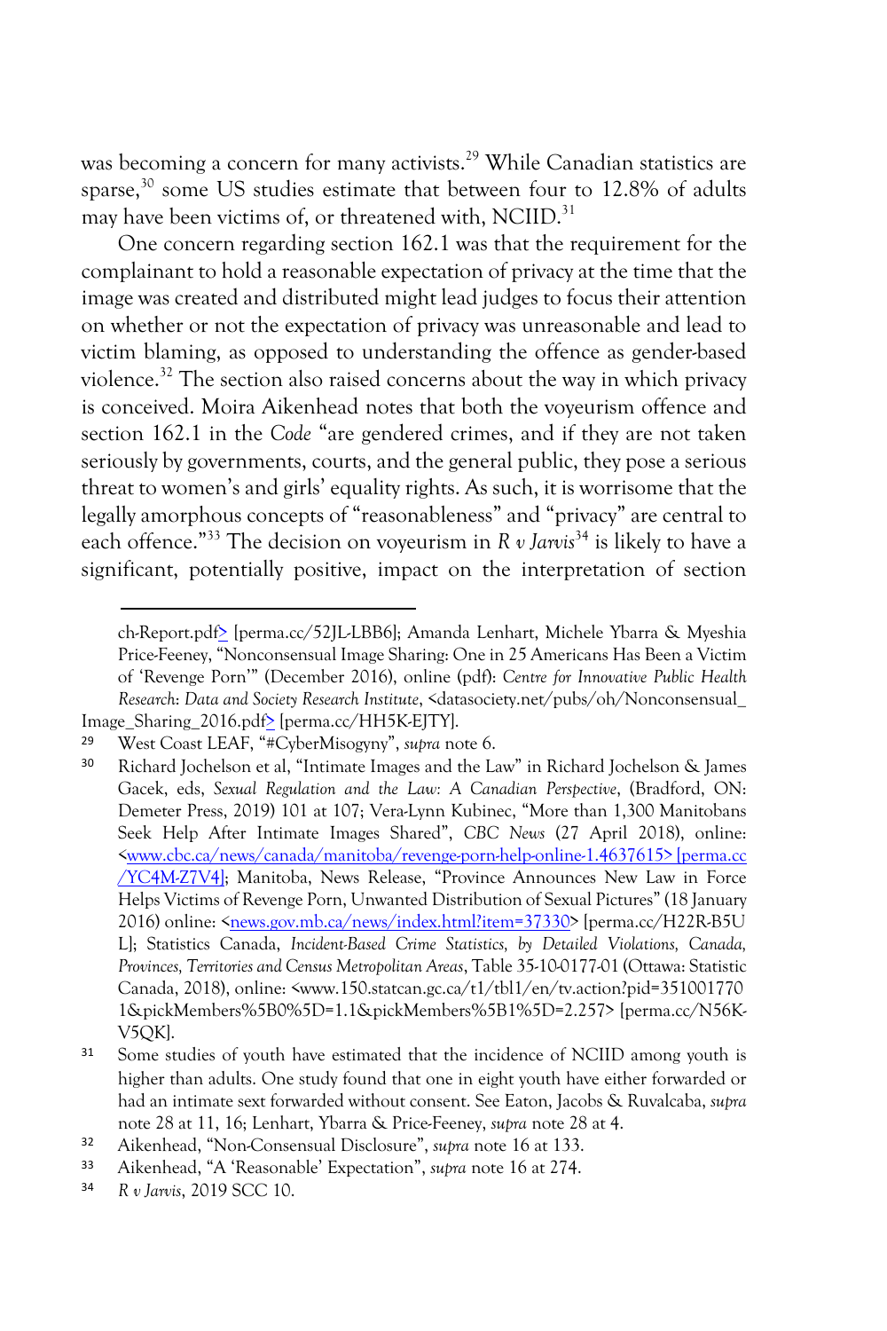was becoming a concern for many activists.[29] While Canadian statistics are sparse,[30] some US studies estimate that between four to 12.8% of adults may have been victims of, or threatened with, NCIID.[31]

One concern regarding section 162.1 was that the requirement for the complainant to hold a reasonable expectation of privacy at the time that the image was created and distributed might lead judges to focus their attention on whether or not the expectation of privacy was unreasonable and lead to victim blaming, as opposed to understanding the offence as gender-based violence.[32] The section also raised concerns about the way in which privacy is conceived. Moira Aikenhead notes that both the voyeurism offence and section 162.1 in the *Code* "are gendered crimes, and if they are not taken seriously by governments, courts, and the general public, they pose a serious threat to women's and girls' equality rights. As such, it is worrisome that the legally amorphous concepts of "reasonableness" and "privacy" are central to each offence."[33] The decision on voyeurism in *R v Jarvis*[34] is likely to have a significant, potentially positive, impact on the interpretation of section

---

ch-Report.pdf> [perma.cc/52JL-LBB6]; Amanda Lenhart, Michele Ybarra & Myeshia Price-Feeney, "Nonconsensual Image Sharing: One in 25 Americans Has Been a Victim of 'Revenge Porn'" (December 2016), online (pdf): *Centre for Innovative Public Health Research*: *Data and Society Research Institute*, <datasociety.net/pubs/oh/Nonconsensual_Image_Sharing_2016.pdf> [perma.cc/HH5K-EJTY].

29 West Coast LEAF, "#CyberMisogyny", *supra* note 6.

30 Richard Jochelson et al, "Intimate Images and the Law" in Richard Jochelson & James Gacek, eds, *Sexual Regulation and the Law: A Canadian Perspective*, (Bradford, ON: Demeter Press, 2019) 101 at 107; Vera-Lynn Kubinec, "More than 1,300 Manitobans Seek Help After Intimate Images Shared", *CBC News* (27 April 2018), online: <www.cbc.ca/news/canada/manitoba/revenge-porn-help-online-1.4637615> [perma.cc/YC4M-Z7V4]; Manitoba, News Release, "Province Announces New Law in Force Helps Victims of Revenge Porn, Unwanted Distribution of Sexual Pictures" (18 January 2016) online: <news.gov.mb.ca/news/index.html?item=37330> [perma.cc/H22R-B5UL]; Statistics Canada, *Incident-Based Crime Statistics, by Detailed Violations, Canada, Provinces, Territories and Census Metropolitan Areas*, Table 35-10-0177-01 (Ottawa: Statistic Canada, 2018), online: <www.150.statcan.gc.ca/t1/tbl1/en/tv.action?pid=3510017701&pickMembers%5B0%5D=1.1&pickMembers%5B1%5D=2.257> [perma.cc/N56K-V5QK].

31 Some studies of youth have estimated that the incidence of NCIID among youth is higher than adults. One study found that one in eight youth have either forwarded or had an intimate sext forwarded without consent. See Eaton, Jacobs & Ruvalcaba, *supra* note 28 at 11, 16; Lenhart, Ybarra & Price-Feeney, *supra* note 28 at 4.

32 Aikenhead, "Non-Consensual Disclosure", *supra* note 16 at 133.

33 Aikenhead, "A 'Reasonable' Expectation", *supra* note 16 at 274.

34 *R v Jarvis*, 2019 SCC 10.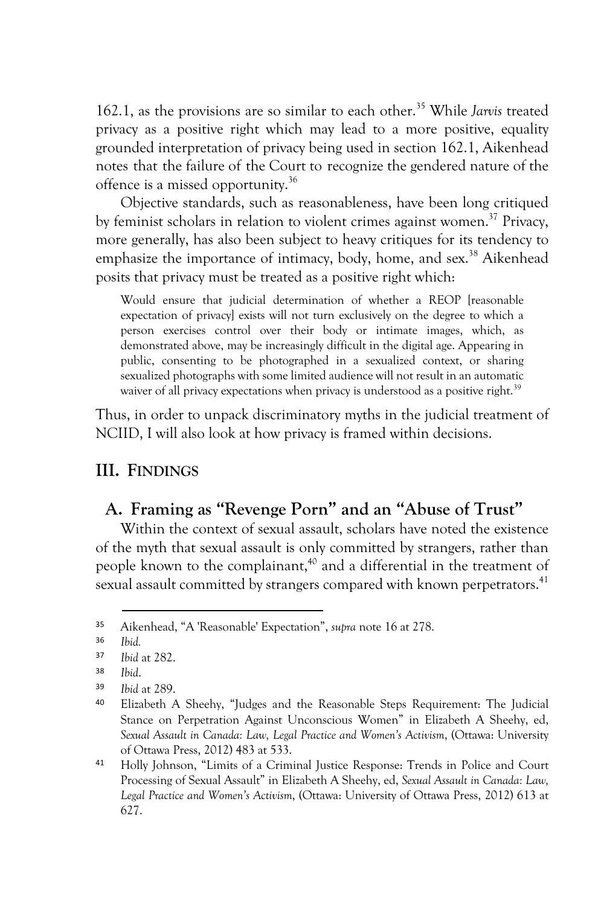162.1, as the provisions are so similar to each other.[35] While *Jarvis* treated privacy as a positive right which may lead to a more positive, equality grounded interpretation of privacy being used in section 162.1, Aikenhead notes that the failure of the Court to recognize the gendered nature of the offence is a missed opportunity.[36]

Objective standards, such as reasonableness, have been long critiqued by feminist scholars in relation to violent crimes against women.[37] Privacy, more generally, has also been subject to heavy critiques for its tendency to emphasize the importance of intimacy, body, home, and sex.[38] Aikenhead posits that privacy must be treated as a positive right which:

> Would ensure that judicial determination of whether a REOP [reasonable expectation of privacy] exists will not turn exclusively on the degree to which a person exercises control over their body or intimate images, which, as demonstrated above, may be increasingly difficult in the digital age. Appearing in public, consenting to be photographed in a sexualized context, or sharing sexualized photographs with some limited audience will not result in an automatic waiver of all privacy expectations when privacy is understood as a positive right.[39]

Thus, in order to unpack discriminatory myths in the judicial treatment of NCIID, I will also look at how privacy is framed within decisions.

## III. Findings

### A. Framing as "Revenge Porn" and an "Abuse of Trust"

Within the context of sexual assault, scholars have noted the existence of the myth that sexual assault is only committed by strangers, rather than people known to the complainant,[40] and a differential in the treatment of sexual assault committed by strangers compared with known perpetrators.[41]

---

[35] Aikenhead, "A 'Reasonable' Expectation", *supra* note 16 at 278.

[36] *Ibid.*

[37] *Ibid* at 282.

[38] *Ibid*.

[39] *Ibid* at 289.

[40] Elizabeth A Sheehy, "Judges and the Reasonable Steps Requirement: The Judicial Stance on Perpetration Against Unconscious Women" in Elizabeth A Sheehy, ed, *Sexual Assault in Canada: Law, Legal Practice and Women's Activism*, (Ottawa: University of Ottawa Press, 2012) 483 at 533.

[41] Holly Johnson, "Limits of a Criminal Justice Response: Trends in Police and Court Processing of Sexual Assault" in Elizabeth A Sheehy, ed, *Sexual Assault in Canada: Law, Legal Practice and Women's Activism*, (Ottawa: University of Ottawa Press, 2012) 613 at 627.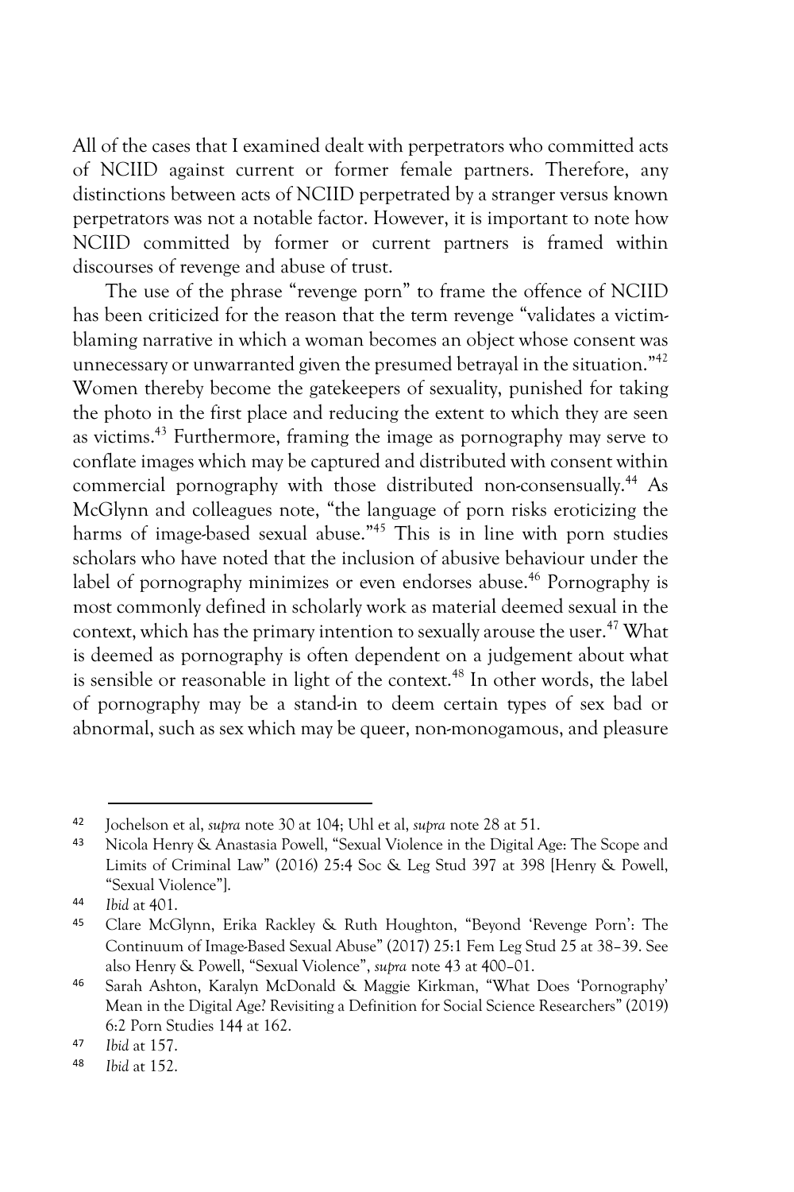All of the cases that I examined dealt with perpetrators who committed acts of NCIID against current or former female partners. Therefore, any distinctions between acts of NCIID perpetrated by a stranger versus known perpetrators was not a notable factor. However, it is important to note how NCIID committed by former or current partners is framed within discourses of revenge and abuse of trust.

The use of the phrase "revenge porn" to frame the offence of NCIID has been criticized for the reason that the term revenge "validates a victim-blaming narrative in which a woman becomes an object whose consent was unnecessary or unwarranted given the presumed betrayal in the situation."[42] Women thereby become the gatekeepers of sexuality, punished for taking the photo in the first place and reducing the extent to which they are seen as victims.[43] Furthermore, framing the image as pornography may serve to conflate images which may be captured and distributed with consent within commercial pornography with those distributed non-consensually.[44] As McGlynn and colleagues note, "the language of porn risks eroticizing the harms of image-based sexual abuse."[45] This is in line with porn studies scholars who have noted that the inclusion of abusive behaviour under the label of pornography minimizes or even endorses abuse.[46] Pornography is most commonly defined in scholarly work as material deemed sexual in the context, which has the primary intention to sexually arouse the user.[47] What is deemed as pornography is often dependent on a judgement about what is sensible or reasonable in light of the context.[48] In other words, the label of pornography may be a stand-in to deem certain types of sex bad or abnormal, such as sex which may be queer, non-monogamous, and pleasure

---

[42] Jochelson et al, *supra* note 30 at 104; Uhl et al, *supra* note 28 at 51.

[43] Nicola Henry & Anastasia Powell, "Sexual Violence in the Digital Age: The Scope and Limits of Criminal Law" (2016) 25:4 Soc & Leg Stud 397 at 398 [Henry & Powell, "Sexual Violence"].

[44] *Ibid* at 401.

[45] Clare McGlynn, Erika Rackley & Ruth Houghton, "Beyond 'Revenge Porn': The Continuum of Image-Based Sexual Abuse" (2017) 25:1 Fem Leg Stud 25 at 38–39. See also Henry & Powell, "Sexual Violence", *supra* note 43 at 400–01.

[46] Sarah Ashton, Karalyn McDonald & Maggie Kirkman, "What Does 'Pornography' Mean in the Digital Age? Revisiting a Definition for Social Science Researchers" (2019) 6:2 Porn Studies 144 at 162.

[47] *Ibid* at 157.

[48] *Ibid* at 152.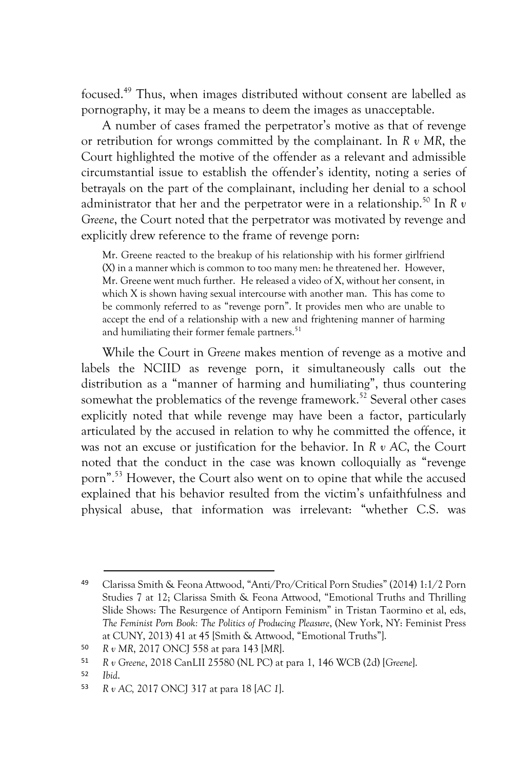focused.[49] Thus, when images distributed without consent are labelled as pornography, it may be a means to deem the images as unacceptable.

A number of cases framed the perpetrator's motive as that of revenge or retribution for wrongs committed by the complainant. In *R v MR*, the Court highlighted the motive of the offender as a relevant and admissible circumstantial issue to establish the offender's identity, noting a series of betrayals on the part of the complainant, including her denial to a school administrator that her and the perpetrator were in a relationship.[50] In *R v Greene*, the Court noted that the perpetrator was motivated by revenge and explicitly drew reference to the frame of revenge porn:

> Mr. Greene reacted to the breakup of his relationship with his former girlfriend (X) in a manner which is common to too many men: he threatened her. However, Mr. Greene went much further. He released a video of X, without her consent, in which X is shown having sexual intercourse with another man. This has come to be commonly referred to as "revenge porn". It provides men who are unable to accept the end of a relationship with a new and frightening manner of harming and humiliating their former female partners.[51]

While the Court in *Greene* makes mention of revenge as a motive and labels the NCIID as revenge porn, it simultaneously calls out the distribution as a "manner of harming and humiliating", thus countering somewhat the problematics of the revenge framework.[52] Several other cases explicitly noted that while revenge may have been a factor, particularly articulated by the accused in relation to why he committed the offence, it was not an excuse or justification for the behavior. In *R v AC*, the Court noted that the conduct in the case was known colloquially as "revenge porn".[53] However, the Court also went on to opine that while the accused explained that his behavior resulted from the victim's unfaithfulness and physical abuse, that information was irrelevant: "whether C.S. was

---

[49] Clarissa Smith & Feona Attwood, "Anti/Pro/Critical Porn Studies" (2014) 1:1/2 Porn Studies 7 at 12; Clarissa Smith & Feona Attwood, "Emotional Truths and Thrilling Slide Shows: The Resurgence of Antiporn Feminism" in Tristan Taormino et al, eds, *The Feminist Porn Book: The Politics of Producing Pleasure*, (New York, NY: Feminist Press at CUNY, 2013) 41 at 45 [Smith & Attwood, "Emotional Truths"].

[50] *R v MR*, 2017 ONCJ 558 at para 143 [*MR*].

[51] *R v Greene*, 2018 CanLII 25580 (NL PC) at para 1, 146 WCB (2d) [*Greene*].

[52] *Ibid*.

[53] *R v AC*, 2017 ONCJ 317 at para 18 [*AC 1*].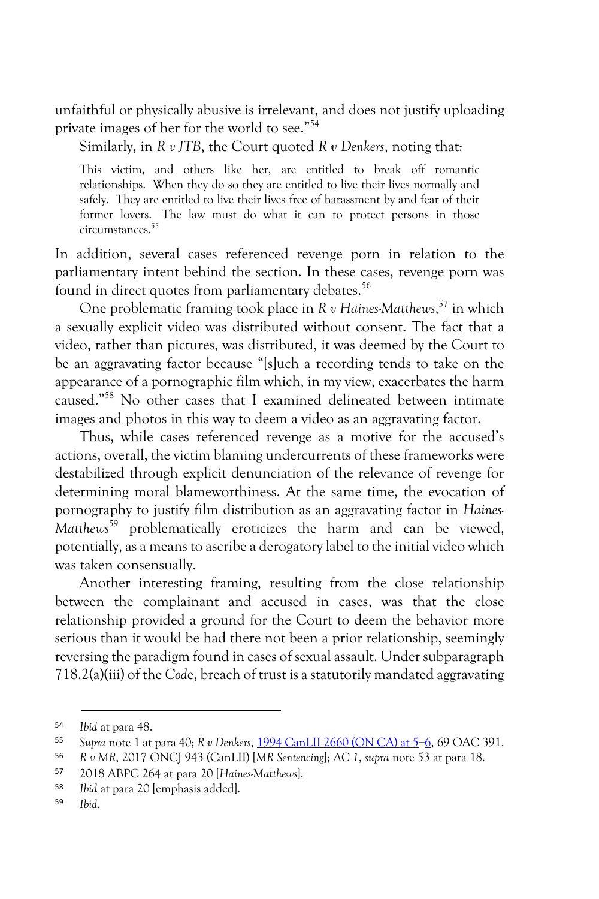unfaithful or physically abusive is irrelevant, and does not justify uploading private images of her for the world to see."[54]

Similarly, in *R v JTB*, the Court quoted *R v Denkers*, noting that:

> This victim, and others like her, are entitled to break off romantic relationships. When they do so they are entitled to live their lives normally and safely. They are entitled to live their lives free of harassment by and fear of their former lovers. The law must do what it can to protect persons in those circumstances.[55]

In addition, several cases referenced revenge porn in relation to the parliamentary intent behind the section. In these cases, revenge porn was found in direct quotes from parliamentary debates.[56]

One problematic framing took place in *R v Haines-Matthews*,[57] in which a sexually explicit video was distributed without consent. The fact that a video, rather than pictures, was distributed, it was deemed by the Court to be an aggravating factor because "[s]uch a recording tends to take on the appearance of a <u>pornographic film</u> which, in my view, exacerbates the harm caused."[58] No other cases that I examined delineated between intimate images and photos in this way to deem a video as an aggravating factor.

Thus, while cases referenced revenge as a motive for the accused's actions, overall, the victim blaming undercurrents of these frameworks were destabilized through explicit denunciation of the relevance of revenge for determining moral blameworthiness. At the same time, the evocation of pornography to justify film distribution as an aggravating factor in *Haines-Matthews*[59] problematically eroticizes the harm and can be viewed, potentially, as a means to ascribe a derogatory label to the initial video which was taken consensually.

Another interesting framing, resulting from the close relationship between the complainant and accused in cases, was that the close relationship provided a ground for the Court to deem the behavior more serious than it would be had there not been a prior relationship, seemingly reversing the paradigm found in cases of sexual assault. Under subparagraph 718.2(a)(iii) of the *Code*, breach of trust is a statutorily mandated aggravating

---

54 *Ibid* at para 48.

55 *Supra* note 1 at para 40; *R v Denkers*, 1994 CanLII 2660 (ON CA) at 5–6, 69 OAC 391.

56 *R v MR*, 2017 ONCJ 943 (CanLII) [*MR Sentencing*]; *AC 1*, *supra* note 53 at para 18.

57 2018 ABPC 264 at para 20 [*Haines-Matthews*].

58 *Ibid* at para 20 [emphasis added].

59 *Ibid*.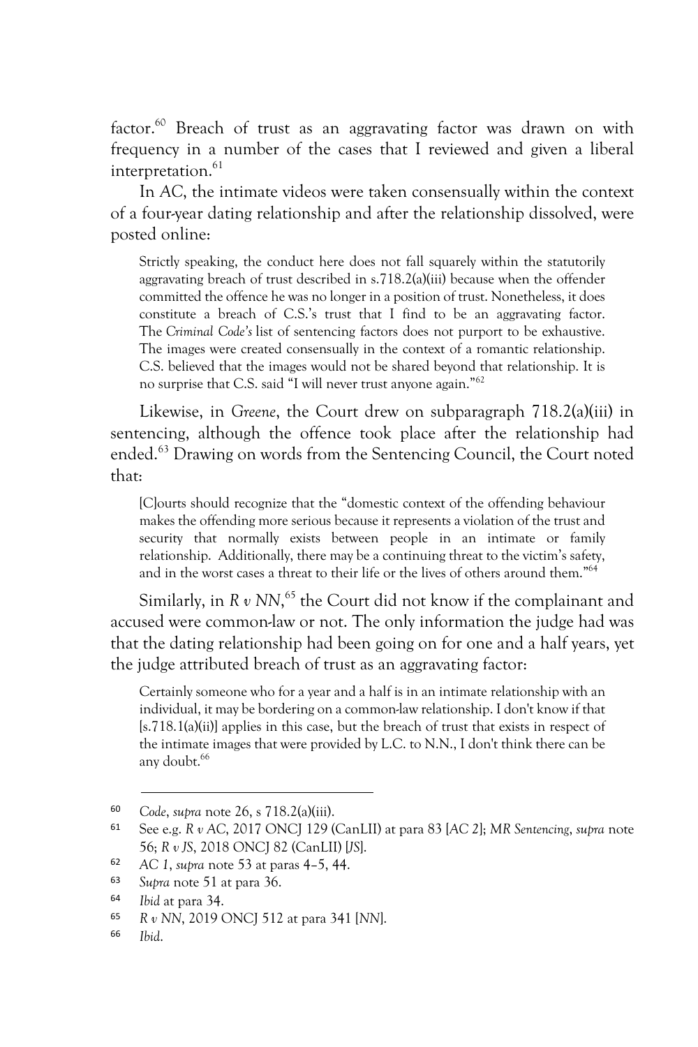factor.[60] Breach of trust as an aggravating factor was drawn on with frequency in a number of the cases that I reviewed and given a liberal interpretation.[61]

In *AC*, the intimate videos were taken consensually within the context of a four-year dating relationship and after the relationship dissolved, were posted online:

> Strictly speaking, the conduct here does not fall squarely within the statutorily aggravating breach of trust described in s.718.2(a)(iii) because when the offender committed the offence he was no longer in a position of trust. Nonetheless, it does constitute a breach of C.S.'s trust that I find to be an aggravating factor. The *Criminal Code's* list of sentencing factors does not purport to be exhaustive. The images were created consensually in the context of a romantic relationship. C.S. believed that the images would not be shared beyond that relationship. It is no surprise that C.S. said "I will never trust anyone again."[62]

Likewise, in *Greene*, the Court drew on subparagraph 718.2(a)(iii) in sentencing, although the offence took place after the relationship had ended.[63] Drawing on words from the Sentencing Council, the Court noted that:

> [C]ourts should recognize that the "domestic context of the offending behaviour makes the offending more serious because it represents a violation of the trust and security that normally exists between people in an intimate or family relationship. Additionally, there may be a continuing threat to the victim's safety, and in the worst cases a threat to their life or the lives of others around them."[64]

Similarly, in *R v NN*,[65] the Court did not know if the complainant and accused were common-law or not. The only information the judge had was that the dating relationship had been going on for one and a half years, yet the judge attributed breach of trust as an aggravating factor:

> Certainly someone who for a year and a half is in an intimate relationship with an individual, it may be bordering on a common-law relationship. I don't know if that [s.718.1(a)(ii)] applies in this case, but the breach of trust that exists in respect of the intimate images that were provided by L.C. to N.N., I don't think there can be any doubt.[66]

---

[60] *Code*, *supra* note 26, s 718.2(a)(iii).

[61] See e.g. *R v AC*, 2017 ONCJ 129 (CanLII) at para 83 [*AC 2*]; *MR Sentencing*, *supra* note 56; *R v JS*, 2018 ONCJ 82 (CanLII) [*JS*].

[62] *AC 1*, *supra* note 53 at paras 4–5, 44.

[63] *Supra* note 51 at para 36.

[64] *Ibid* at para 34.

[65] *R v NN*, 2019 ONCJ 512 at para 341 [*NN*].

[66] *Ibid*.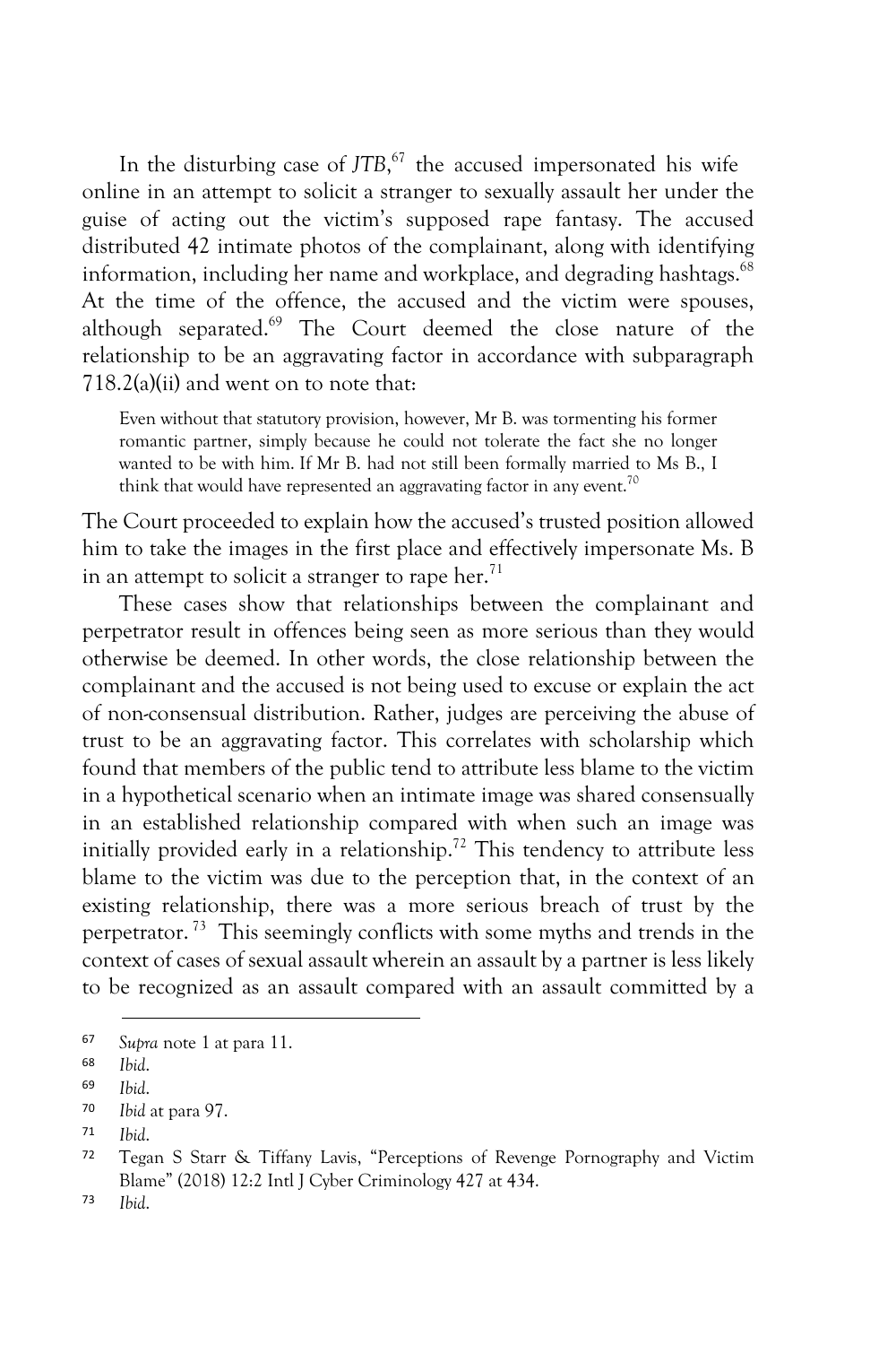In the disturbing case of *JTB*,[67] the accused impersonated his wife online in an attempt to solicit a stranger to sexually assault her under the guise of acting out the victim's supposed rape fantasy. The accused distributed 42 intimate photos of the complainant, along with identifying information, including her name and workplace, and degrading hashtags.[68] At the time of the offence, the accused and the victim were spouses, although separated.[69] The Court deemed the close nature of the relationship to be an aggravating factor in accordance with subparagraph 718.2(a)(ii) and went on to note that:

> Even without that statutory provision, however, Mr B. was tormenting his former romantic partner, simply because he could not tolerate the fact she no longer wanted to be with him. If Mr B. had not still been formally married to Ms B., I think that would have represented an aggravating factor in any event.[70]

The Court proceeded to explain how the accused's trusted position allowed him to take the images in the first place and effectively impersonate Ms. B in an attempt to solicit a stranger to rape her.[71]

These cases show that relationships between the complainant and perpetrator result in offences being seen as more serious than they would otherwise be deemed. In other words, the close relationship between the complainant and the accused is not being used to excuse or explain the act of non-consensual distribution. Rather, judges are perceiving the abuse of trust to be an aggravating factor. This correlates with scholarship which found that members of the public tend to attribute less blame to the victim in a hypothetical scenario when an intimate image was shared consensually in an established relationship compared with when such an image was initially provided early in a relationship.[72] This tendency to attribute less blame to the victim was due to the perception that, in the context of an existing relationship, there was a more serious breach of trust by the perpetrator.[73] This seemingly conflicts with some myths and trends in the context of cases of sexual assault wherein an assault by a partner is less likely to be recognized as an assault compared with an assault committed by a

---

67 *Supra* note 1 at para 11.

68 *Ibid*.

69 *Ibid*.

70 *Ibid* at para 97.

71 *Ibid*.

72 Tegan S Starr & Tiffany Lavis, "Perceptions of Revenge Pornography and Victim Blame" (2018) 12:2 Intl J Cyber Criminology 427 at 434.

73 *Ibid*.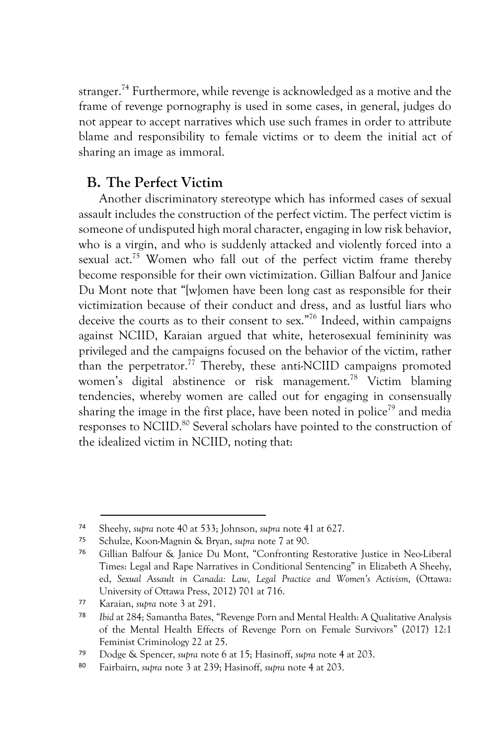stranger.[74] Furthermore, while revenge is acknowledged as a motive and the frame of revenge pornography is used in some cases, in general, judges do not appear to accept narratives which use such frames in order to attribute blame and responsibility to female victims or to deem the initial act of sharing an image as immoral.

## B. The Perfect Victim

Another discriminatory stereotype which has informed cases of sexual assault includes the construction of the perfect victim. The perfect victim is someone of undisputed high moral character, engaging in low risk behavior, who is a virgin, and who is suddenly attacked and violently forced into a sexual act.[75] Women who fall out of the perfect victim frame thereby become responsible for their own victimization. Gillian Balfour and Janice Du Mont note that "[w]omen have been long cast as responsible for their victimization because of their conduct and dress, and as lustful liars who deceive the courts as to their consent to sex."[76] Indeed, within campaigns against NCIID, Karaian argued that white, heterosexual femininity was privileged and the campaigns focused on the behavior of the victim, rather than the perpetrator.[77] Thereby, these anti-NCIID campaigns promoted women's digital abstinence or risk management.[78] Victim blaming tendencies, whereby women are called out for engaging in consensually sharing the image in the first place, have been noted in police[79] and media responses to NCIID.[80] Several scholars have pointed to the construction of the idealized victim in NCIID, noting that:

---

[74] Sheehy, *supra* note 40 at 533; Johnson, *supra* note 41 at 627.

[75] Schulze, Koon-Magnin & Bryan, *supra* note 7 at 90.

[76] Gillian Balfour & Janice Du Mont, "Confronting Restorative Justice in Neo-Liberal Times: Legal and Rape Narratives in Conditional Sentencing" in Elizabeth A Sheehy, ed, *Sexual Assault in Canada: Law, Legal Practice and Women's Activism*, (Ottawa: University of Ottawa Press, 2012) 701 at 716.

[77] Karaian, *supra* note 3 at 291.

[78] *Ibid* at 284; Samantha Bates, "Revenge Porn and Mental Health: A Qualitative Analysis of the Mental Health Effects of Revenge Porn on Female Survivors" (2017) 12:1 Feminist Criminology 22 at 25.

[79] Dodge & Spencer, *supra* note 6 at 15; Hasinoff, *supra* note 4 at 203.

[80] Fairbairn, *supra* note 3 at 239; Hasinoff, *supra* note 4 at 203.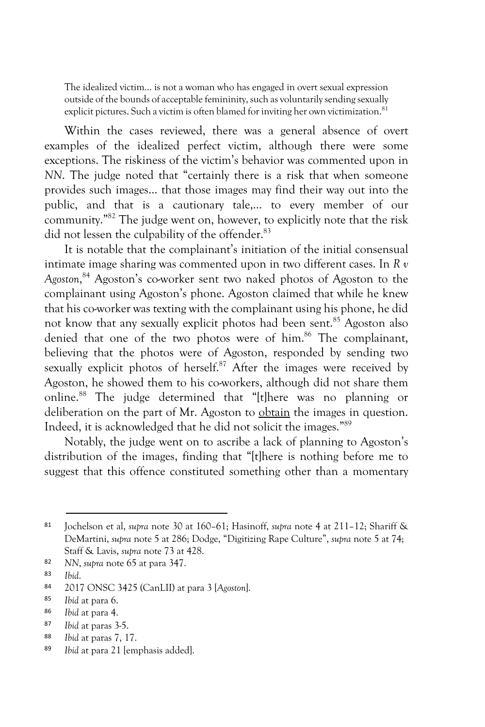> The idealized victim… is not a woman who has engaged in overt sexual expression outside of the bounds of acceptable femininity, such as voluntarily sending sexually explicit pictures. Such a victim is often blamed for inviting her own victimization.[81]

Within the cases reviewed, there was a general absence of overt examples of the idealized perfect victim, although there were some exceptions. The riskiness of the victim's behavior was commented upon in *NN*. The judge noted that "certainly there is a risk that when someone provides such images… that those images may find their way out into the public, and that is a cautionary tale,… to every member of our community."[82] The judge went on, however, to explicitly note that the risk did not lessen the culpability of the offender.[83]

It is notable that the complainant's initiation of the initial consensual intimate image sharing was commented upon in two different cases. In *R v Agoston*,[84] Agoston's co-worker sent two naked photos of Agoston to the complainant using Agoston's phone. Agoston claimed that while he knew that his co-worker was texting with the complainant using his phone, he did not know that any sexually explicit photos had been sent.[85] Agoston also denied that one of the two photos were of him.[86] The complainant, believing that the photos were of Agoston, responded by sending two sexually explicit photos of herself.[87] After the images were received by Agoston, he showed them to his co-workers, although did not share them online.[88] The judge determined that "[t]here was no planning or deliberation on the part of Mr. Agoston to <u>obtain</u> the images in question. Indeed, it is acknowledged that he did not solicit the images."[89]

Notably, the judge went on to ascribe a lack of planning to Agoston's distribution of the images, finding that "[t]here is nothing before me to suggest that this offence constituted something other than a momentary

---

81 Jochelson et al, *supra* note 30 at 160–61; Hasinoff, *supra* note 4 at 211–12; Shariff & DeMartini, *supra* note 5 at 286; Dodge, "Digitizing Rape Culture", *supra* note 5 at 74; Staff & Lavis, *supra* note 73 at 428.

82 *NN*, *supra* note 65 at para 347.

83 *Ibid*.

84 2017 ONSC 3425 (CanLII) at para 3 [*Agoston*].

85 *Ibid* at para 6.

86 *Ibid* at para 4.

87 *Ibid* at paras 3-5.

88 *Ibid* at paras 7, 17.

89 *Ibid* at para 21 [emphasis added].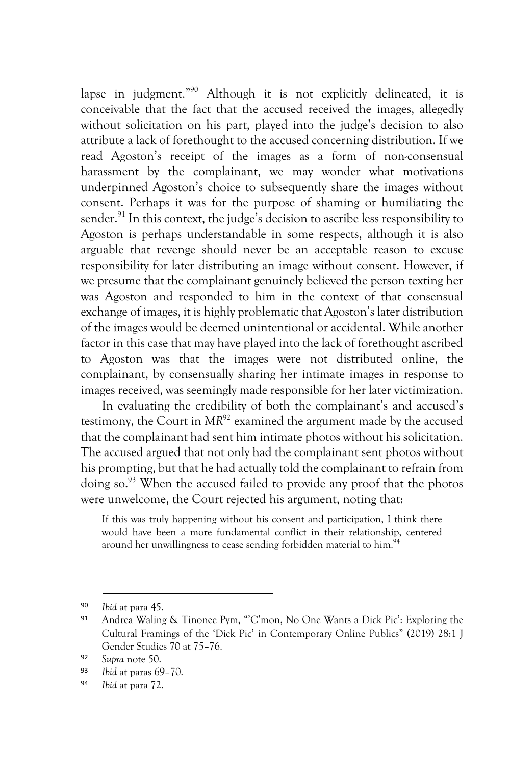lapse in judgment."[90] Although it is not explicitly delineated, it is conceivable that the fact that the accused received the images, allegedly without solicitation on his part, played into the judge's decision to also attribute a lack of forethought to the accused concerning distribution. If we read Agoston's receipt of the images as a form of non-consensual harassment by the complainant, we may wonder what motivations underpinned Agoston's choice to subsequently share the images without consent. Perhaps it was for the purpose of shaming or humiliating the sender.[91] In this context, the judge's decision to ascribe less responsibility to Agoston is perhaps understandable in some respects, although it is also arguable that revenge should never be an acceptable reason to excuse responsibility for later distributing an image without consent. However, if we presume that the complainant genuinely believed the person texting her was Agoston and responded to him in the context of that consensual exchange of images, it is highly problematic that Agoston's later distribution of the images would be deemed unintentional or accidental. While another factor in this case that may have played into the lack of forethought ascribed to Agoston was that the images were not distributed online, the complainant, by consensually sharing her intimate images in response to images received, was seemingly made responsible for her later victimization.

In evaluating the credibility of both the complainant's and accused's testimony, the Court in *MR*[92] examined the argument made by the accused that the complainant had sent him intimate photos without his solicitation. The accused argued that not only had the complainant sent photos without his prompting, but that he had actually told the complainant to refrain from doing so.[93] When the accused failed to provide any proof that the photos were unwelcome, the Court rejected his argument, noting that:

> If this was truly happening without his consent and participation, I think there would have been a more fundamental conflict in their relationship, centered around her unwillingness to cease sending forbidden material to him.[94]

---

90 *Ibid* at para 45.

91 Andrea Waling & Tinonee Pym, "'C'mon, No One Wants a Dick Pic': Exploring the Cultural Framings of the 'Dick Pic' in Contemporary Online Publics" (2019) 28:1 J Gender Studies 70 at 75–76.

92 *Supra* note 50.

93 *Ibid* at paras 69–70.

94 *Ibid* at para 72.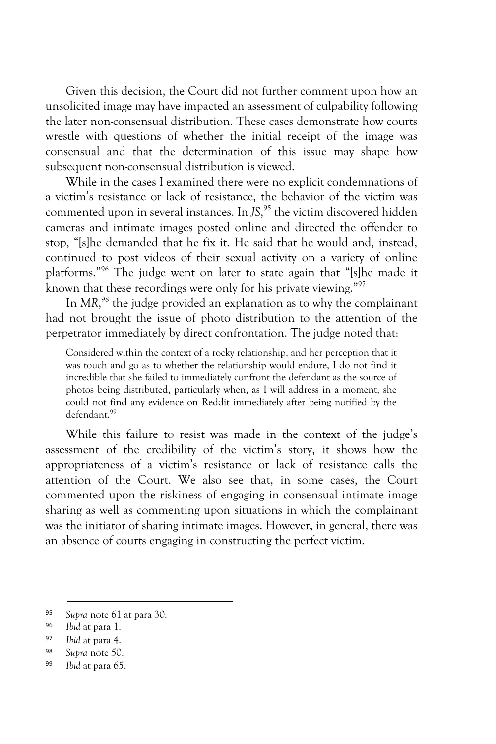Given this decision, the Court did not further comment upon how an unsolicited image may have impacted an assessment of culpability following the later non-consensual distribution. These cases demonstrate how courts wrestle with questions of whether the initial receipt of the image was consensual and that the determination of this issue may shape how subsequent non-consensual distribution is viewed.

While in the cases I examined there were no explicit condemnations of a victim's resistance or lack of resistance, the behavior of the victim was commented upon in several instances. In *JS*,[95] the victim discovered hidden cameras and intimate images posted online and directed the offender to stop, "[s]he demanded that he fix it. He said that he would and, instead, continued to post videos of their sexual activity on a variety of online platforms."[96] The judge went on later to state again that "[s]he made it known that these recordings were only for his private viewing."[97]

In *MR*,[98] the judge provided an explanation as to why the complainant had not brought the issue of photo distribution to the attention of the perpetrator immediately by direct confrontation. The judge noted that:

> Considered within the context of a rocky relationship, and her perception that it was touch and go as to whether the relationship would endure, I do not find it incredible that she failed to immediately confront the defendant as the source of photos being distributed, particularly when, as I will address in a moment, she could not find any evidence on Reddit immediately after being notified by the defendant.[99]

While this failure to resist was made in the context of the judge's assessment of the credibility of the victim's story, it shows how the appropriateness of a victim's resistance or lack of resistance calls the attention of the Court. We also see that, in some cases, the Court commented upon the riskiness of engaging in consensual intimate image sharing as well as commenting upon situations in which the complainant was the initiator of sharing intimate images. However, in general, there was an absence of courts engaging in constructing the perfect victim.

---

[95] *Supra* note 61 at para 30.

[96] *Ibid* at para 1.

[97] *Ibid* at para 4.

[98] *Supra* note 50.

[99] *Ibid* at para 65.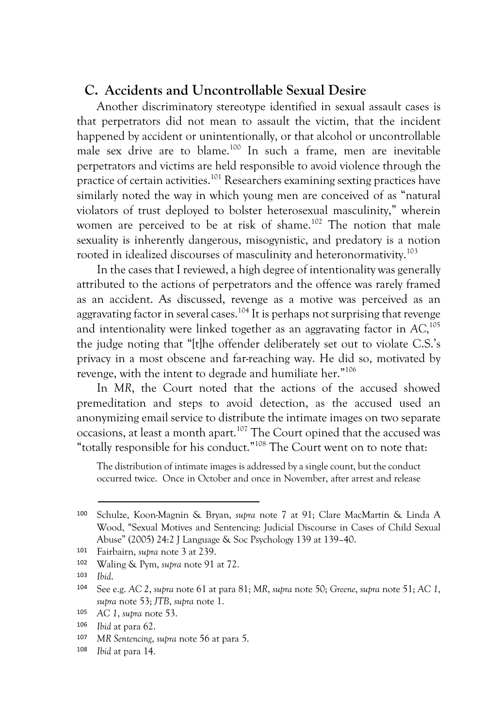## C. Accidents and Uncontrollable Sexual Desire

Another discriminatory stereotype identified in sexual assault cases is that perpetrators did not mean to assault the victim, that the incident happened by accident or unintentionally, or that alcohol or uncontrollable male sex drive are to blame.[100] In such a frame, men are inevitable perpetrators and victims are held responsible to avoid violence through the practice of certain activities.[101] Researchers examining sexting practices have similarly noted the way in which young men are conceived of as "natural violators of trust deployed to bolster heterosexual masculinity," wherein women are perceived to be at risk of shame.[102] The notion that male sexuality is inherently dangerous, misogynistic, and predatory is a notion rooted in idealized discourses of masculinity and heteronormativity.[103]

In the cases that I reviewed, a high degree of intentionality was generally attributed to the actions of perpetrators and the offence was rarely framed as an accident. As discussed, revenge as a motive was perceived as an aggravating factor in several cases.[104] It is perhaps not surprising that revenge and intentionality were linked together as an aggravating factor in *AC*,[105] the judge noting that "[t]he offender deliberately set out to violate C.S.'s privacy in a most obscene and far-reaching way. He did so, motivated by revenge, with the intent to degrade and humiliate her."[106]

In *MR*, the Court noted that the actions of the accused showed premeditation and steps to avoid detection, as the accused used an anonymizing email service to distribute the intimate images on two separate occasions, at least a month apart.[107] The Court opined that the accused was "totally responsible for his conduct."[108] The Court went on to note that:

> The distribution of intimate images is addressed by a single count, but the conduct occurred twice. Once in October and once in November, after arrest and release

---

100 Schulze, Koon-Magnin & Bryan, *supra* note 7 at 91; Clare MacMartin & Linda A Wood, "Sexual Motives and Sentencing: Judicial Discourse in Cases of Child Sexual Abuse" (2005) 24:2 J Language & Soc Psychology 139 at 139–40.

101 Fairbairn, *supra* note 3 at 239.

102 Waling & Pym, *supra* note 91 at 72.

103 *Ibid*.

104 See e.g. *AC 2*, *supra* note 61 at para 81; *MR*, *supra* note 50; *Greene*, *supra* note 51; *AC 1*, *supra* note 53; *JTB*, *supra* note 1.

105 *AC 1*, *supra* note 53.

106 *Ibid* at para 62.

107 *MR Sentencing*, *supra* note 56 at para 5.

108 *Ibid* at para 14.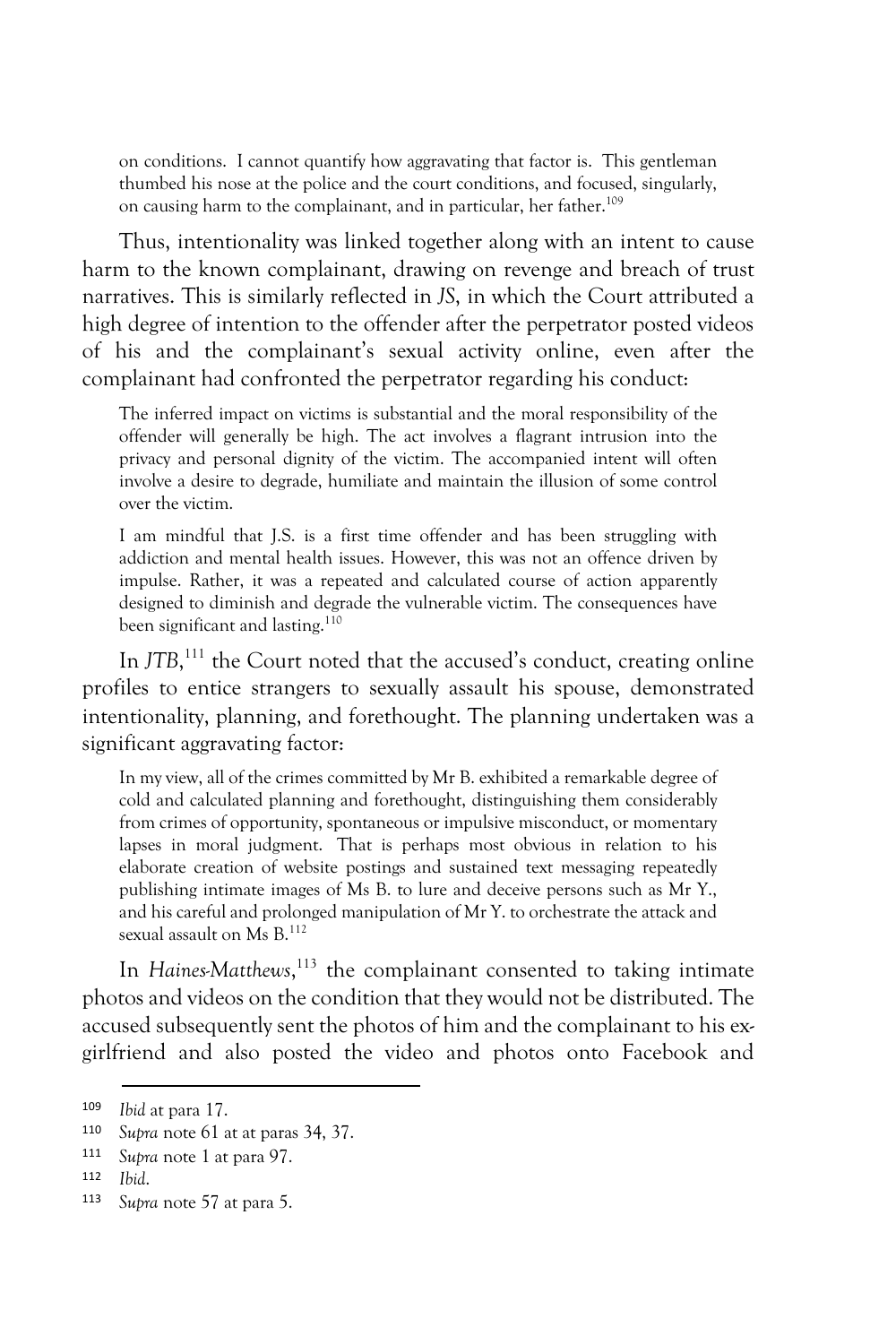> on conditions. I cannot quantify how aggravating that factor is. This gentleman thumbed his nose at the police and the court conditions, and focused, singularly, on causing harm to the complainant, and in particular, her father.[109]

Thus, intentionality was linked together along with an intent to cause harm to the known complainant, drawing on revenge and breach of trust narratives. This is similarly reflected in *JS*, in which the Court attributed a high degree of intention to the offender after the perpetrator posted videos of his and the complainant's sexual activity online, even after the complainant had confronted the perpetrator regarding his conduct:

> The inferred impact on victims is substantial and the moral responsibility of the offender will generally be high. The act involves a flagrant intrusion into the privacy and personal dignity of the victim. The accompanied intent will often involve a desire to degrade, humiliate and maintain the illusion of some control over the victim.
>
> I am mindful that J.S. is a first time offender and has been struggling with addiction and mental health issues. However, this was not an offence driven by impulse. Rather, it was a repeated and calculated course of action apparently designed to diminish and degrade the vulnerable victim. The consequences have been significant and lasting.[110]

In *JTB*,[111] the Court noted that the accused's conduct, creating online profiles to entice strangers to sexually assault his spouse, demonstrated intentionality, planning, and forethought. The planning undertaken was a significant aggravating factor:

> In my view, all of the crimes committed by Mr B. exhibited a remarkable degree of cold and calculated planning and forethought, distinguishing them considerably from crimes of opportunity, spontaneous or impulsive misconduct, or momentary lapses in moral judgment. That is perhaps most obvious in relation to his elaborate creation of website postings and sustained text messaging repeatedly publishing intimate images of Ms B. to lure and deceive persons such as Mr Y., and his careful and prolonged manipulation of Mr Y. to orchestrate the attack and sexual assault on Ms B.[112]

In *Haines-Matthews*,[113] the complainant consented to taking intimate photos and videos on the condition that they would not be distributed. The accused subsequently sent the photos of him and the complainant to his ex-girlfriend and also posted the video and photos onto Facebook and

---

[109] *Ibid* at para 17.

[110] *Supra* note 61 at at paras 34, 37.

[111] *Supra* note 1 at para 97.

[112] *Ibid*.

[113] *Supra* note 57 at para 5.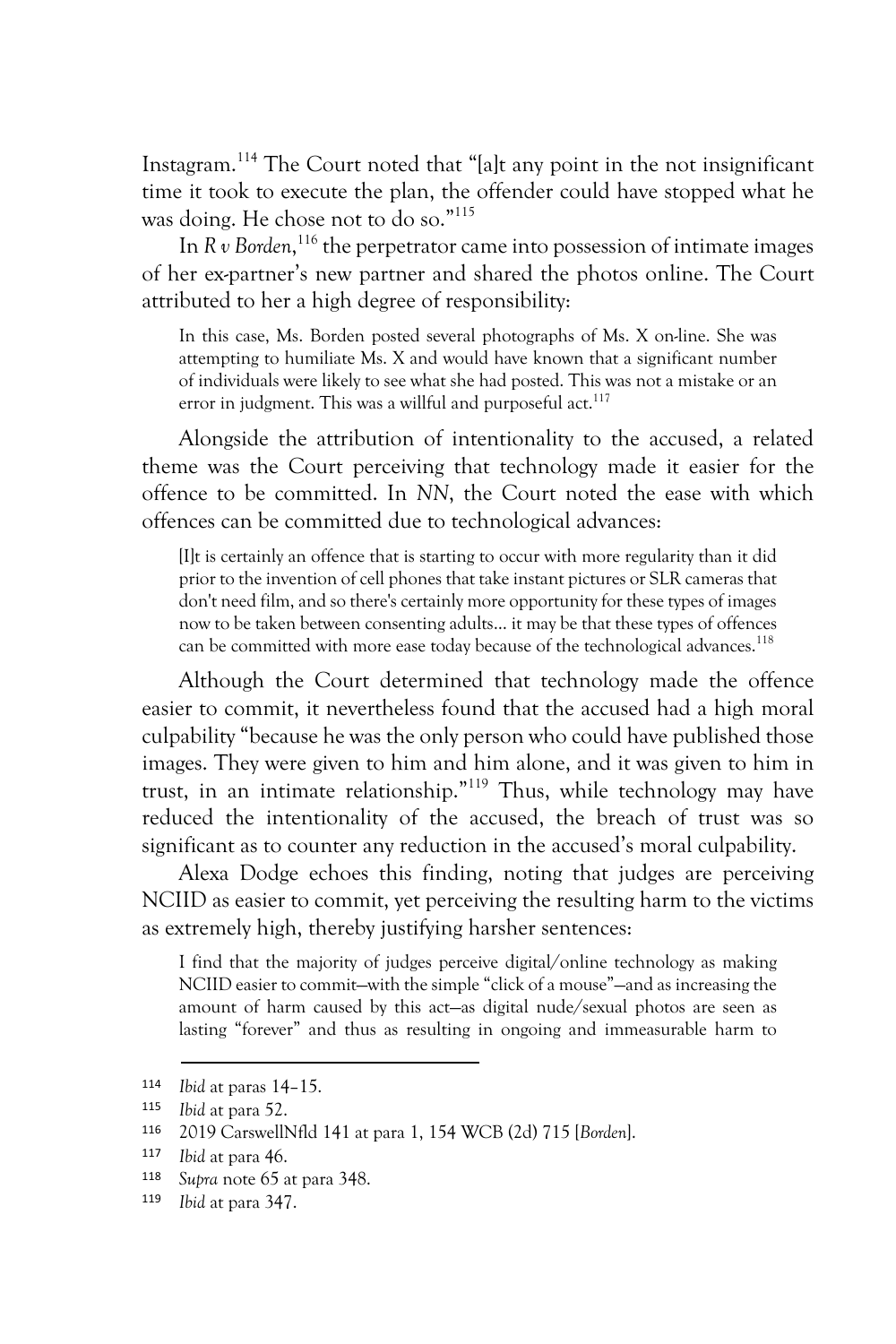Instagram.[114] The Court noted that "[a]t any point in the not insignificant time it took to execute the plan, the offender could have stopped what he was doing. He chose not to do so."[115]

In *R v Borden*,[116] the perpetrator came into possession of intimate images of her ex-partner's new partner and shared the photos online. The Court attributed to her a high degree of responsibility:

> In this case, Ms. Borden posted several photographs of Ms. X on-line. She was attempting to humiliate Ms. X and would have known that a significant number of individuals were likely to see what she had posted. This was not a mistake or an error in judgment. This was a willful and purposeful act.[117]

Alongside the attribution of intentionality to the accused, a related theme was the Court perceiving that technology made it easier for the offence to be committed. In *NN*, the Court noted the ease with which offences can be committed due to technological advances:

> [I]t is certainly an offence that is starting to occur with more regularity than it did prior to the invention of cell phones that take instant pictures or SLR cameras that don't need film, and so there's certainly more opportunity for these types of images now to be taken between consenting adults... it may be that these types of offences can be committed with more ease today because of the technological advances.[118]

Although the Court determined that technology made the offence easier to commit, it nevertheless found that the accused had a high moral culpability "because he was the only person who could have published those images. They were given to him and him alone, and it was given to him in trust, in an intimate relationship."[119] Thus, while technology may have reduced the intentionality of the accused, the breach of trust was so significant as to counter any reduction in the accused's moral culpability.

Alexa Dodge echoes this finding, noting that judges are perceiving NCIID as easier to commit, yet perceiving the resulting harm to the victims as extremely high, thereby justifying harsher sentences:

> I find that the majority of judges perceive digital/online technology as making NCIID easier to commit—with the simple "click of a mouse"—and as increasing the amount of harm caused by this act—as digital nude/sexual photos are seen as lasting "forever" and thus as resulting in ongoing and immeasurable harm to

---

114 *Ibid* at paras 14–15.

115 *Ibid* at para 52.

116 2019 CarswellNfld 141 at para 1, 154 WCB (2d) 715 [*Borden*].

117 *Ibid* at para 46.

118 *Supra* note 65 at para 348.

119 *Ibid* at para 347.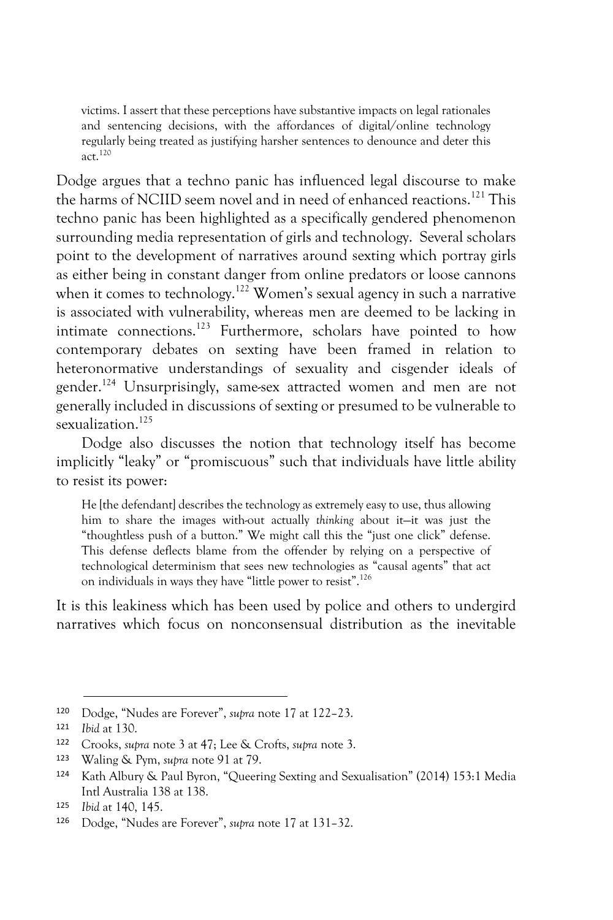> victims. I assert that these perceptions have substantive impacts on legal rationales and sentencing decisions, with the affordances of digital/online technology regularly being treated as justifying harsher sentences to denounce and deter this act.[120]

Dodge argues that a techno panic has influenced legal discourse to make the harms of NCIID seem novel and in need of enhanced reactions.[121] This techno panic has been highlighted as a specifically gendered phenomenon surrounding media representation of girls and technology. Several scholars point to the development of narratives around sexting which portray girls as either being in constant danger from online predators or loose cannons when it comes to technology.[122] Women's sexual agency in such a narrative is associated with vulnerability, whereas men are deemed to be lacking in intimate connections.[123] Furthermore, scholars have pointed to how contemporary debates on sexting have been framed in relation to heteronormative understandings of sexuality and cisgender ideals of gender.[124] Unsurprisingly, same-sex attracted women and men are not generally included in discussions of sexting or presumed to be vulnerable to sexualization.[125]

Dodge also discusses the notion that technology itself has become implicitly "leaky" or "promiscuous" such that individuals have little ability to resist its power:

> He [the defendant] describes the technology as extremely easy to use, thus allowing him to share the images with-out actually *thinking* about it—it was just the "thoughtless push of a button." We might call this the "just one click" defense. This defense deflects blame from the offender by relying on a perspective of technological determinism that sees new technologies as "causal agents" that act on individuals in ways they have "little power to resist".[126]

It is this leakiness which has been used by police and others to undergird narratives which focus on nonconsensual distribution as the inevitable

---

120 Dodge, "Nudes are Forever", *supra* note 17 at 122–23.

121 *Ibid* at 130.

122 Crooks, *supra* note 3 at 47; Lee & Crofts, *supra* note 3.

123 Waling & Pym, *supra* note 91 at 79.

124 Kath Albury & Paul Byron, "Queering Sexting and Sexualisation" (2014) 153:1 Media Intl Australia 138 at 138.

125 *Ibid* at 140, 145.

126 Dodge, "Nudes are Forever", *supra* note 17 at 131–32.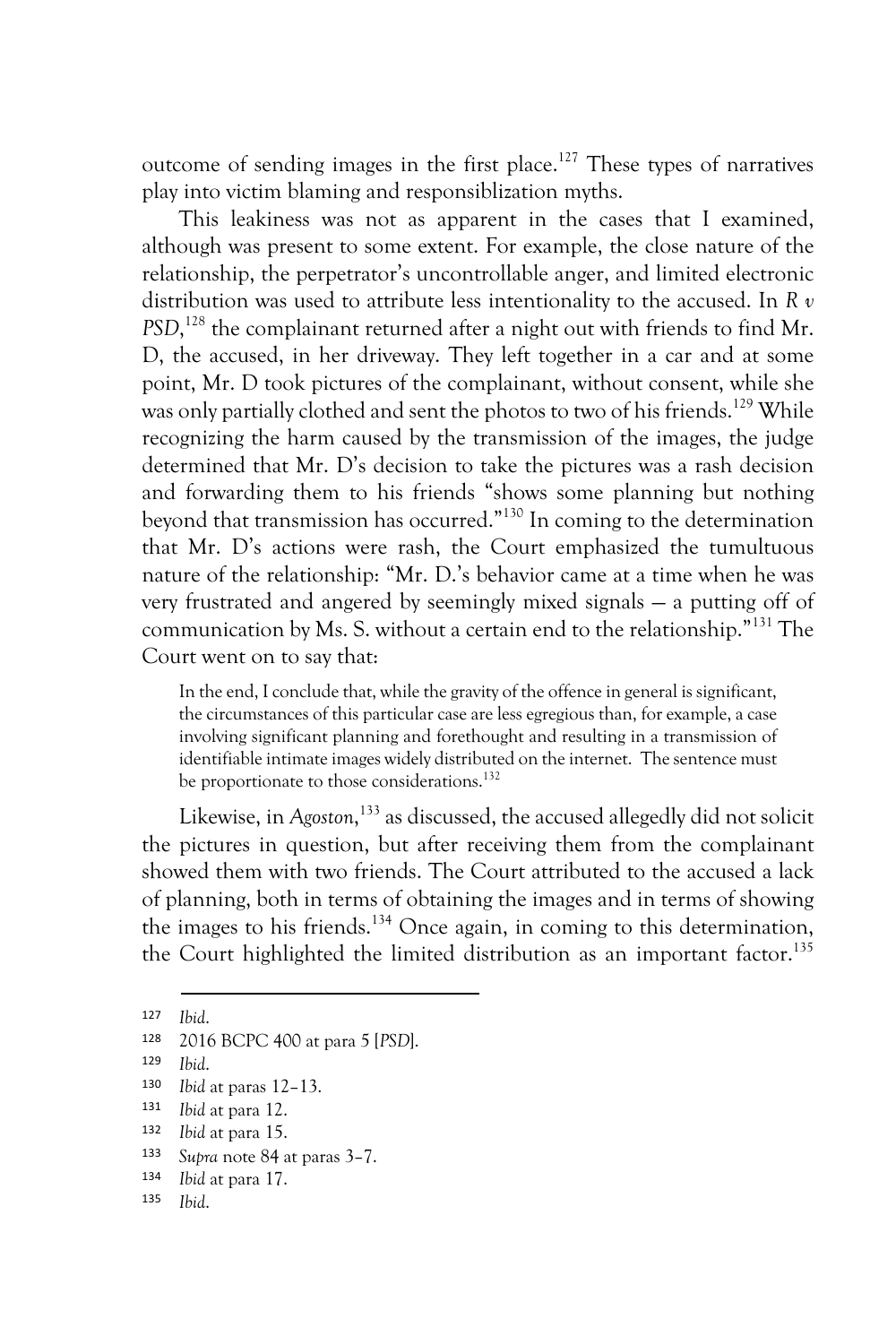outcome of sending images in the first place.[127] These types of narratives play into victim blaming and responsiblization myths.

This leakiness was not as apparent in the cases that I examined, although was present to some extent. For example, the close nature of the relationship, the perpetrator's uncontrollable anger, and limited electronic distribution was used to attribute less intentionality to the accused. In *R v PSD*,[128] the complainant returned after a night out with friends to find Mr. D, the accused, in her driveway. They left together in a car and at some point, Mr. D took pictures of the complainant, without consent, while she was only partially clothed and sent the photos to two of his friends.[129] While recognizing the harm caused by the transmission of the images, the judge determined that Mr. D's decision to take the pictures was a rash decision and forwarding them to his friends "shows some planning but nothing beyond that transmission has occurred."[130] In coming to the determination that Mr. D's actions were rash, the Court emphasized the tumultuous nature of the relationship: "Mr. D.'s behavior came at a time when he was very frustrated and angered by seemingly mixed signals — a putting off of communication by Ms. S. without a certain end to the relationship."[131] The Court went on to say that:

> In the end, I conclude that, while the gravity of the offence in general is significant, the circumstances of this particular case are less egregious than, for example, a case involving significant planning and forethought and resulting in a transmission of identifiable intimate images widely distributed on the internet. The sentence must be proportionate to those considerations.[132]

Likewise, in *Agoston*,[133] as discussed, the accused allegedly did not solicit the pictures in question, but after receiving them from the complainant showed them with two friends. The Court attributed to the accused a lack of planning, both in terms of obtaining the images and in terms of showing the images to his friends.[134] Once again, in coming to this determination, the Court highlighted the limited distribution as an important factor.[135]

---

127 *Ibid*.

128 2016 BCPC 400 at para 5 [*PSD*].

129 *Ibid*.

130 *Ibid* at paras 12–13.

131 *Ibid* at para 12.

132 *Ibid* at para 15.

133 *Supra* note 84 at paras 3–7.

134 *Ibid* at para 17.

135 *Ibid*.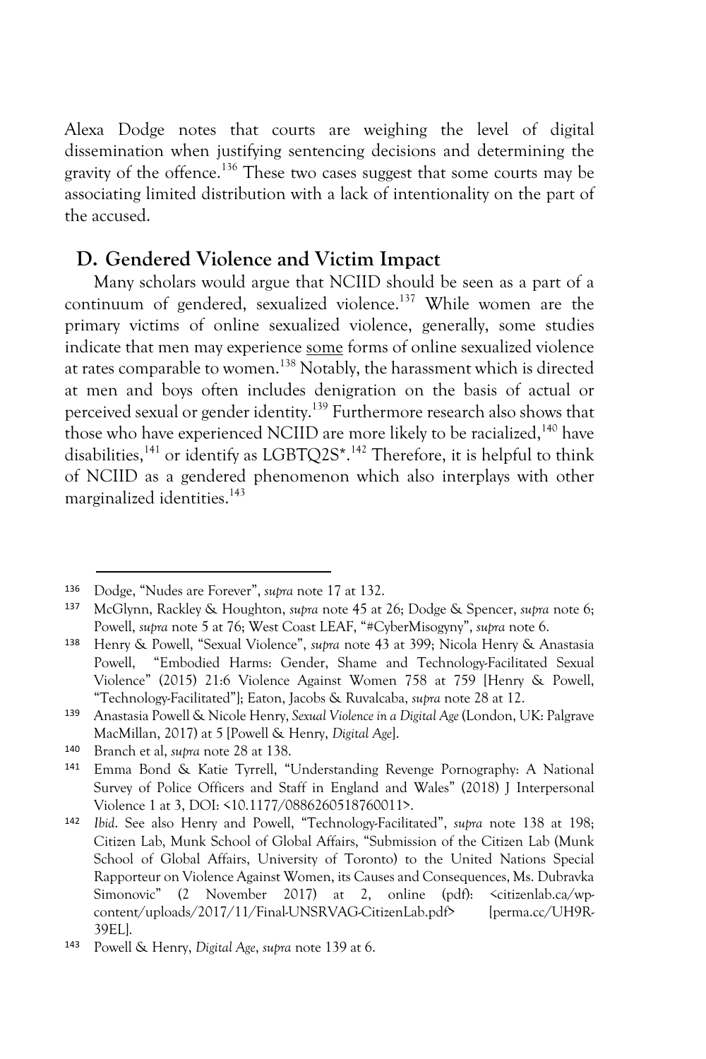Alexa Dodge notes that courts are weighing the level of digital dissemination when justifying sentencing decisions and determining the gravity of the offence.[136] These two cases suggest that some courts may be associating limited distribution with a lack of intentionality on the part of the accused.

## D. Gendered Violence and Victim Impact

Many scholars would argue that NCIID should be seen as a part of a continuum of gendered, sexualized violence.[137] While women are the primary victims of online sexualized violence, generally, some studies indicate that men may experience <u>some</u> forms of online sexualized violence at rates comparable to women.[138] Notably, the harassment which is directed at men and boys often includes denigration on the basis of actual or perceived sexual or gender identity.[139] Furthermore research also shows that those who have experienced NCIID are more likely to be racialized,[140] have disabilities,[141] or identify as LGBTQ2S*.[142] Therefore, it is helpful to think of NCIID as a gendered phenomenon which also interplays with other marginalized identities.[143]

---

136 Dodge, "Nudes are Forever", *supra* note 17 at 132.

137 McGlynn, Rackley & Houghton, *supra* note 45 at 26; Dodge & Spencer, *supra* note 6; Powell, *supra* note 5 at 76; West Coast LEAF, "#CyberMisogyny", *supra* note 6.

138 Henry & Powell, "Sexual Violence", *supra* note 43 at 399; Nicola Henry & Anastasia Powell, "Embodied Harms: Gender, Shame and Technology-Facilitated Sexual Violence" (2015) 21:6 Violence Against Women 758 at 759 [Henry & Powell, "Technology-Facilitated"]; Eaton, Jacobs & Ruvalcaba, *supra* note 28 at 12.

139 Anastasia Powell & Nicole Henry, *Sexual Violence in a Digital Age* (London, UK: Palgrave MacMillan, 2017) at 5 [Powell & Henry, *Digital Age*].

140 Branch et al, *supra* note 28 at 138.

141 Emma Bond & Katie Tyrrell, "Understanding Revenge Pornography: A National Survey of Police Officers and Staff in England and Wales" (2018) J Interpersonal Violence 1 at 3, DOI: <10.1177/0886260518760011>.

142 *Ibid*. See also Henry and Powell, "Technology-Facilitated", *supra* note 138 at 198; Citizen Lab, Munk School of Global Affairs, "Submission of the Citizen Lab (Munk School of Global Affairs, University of Toronto) to the United Nations Special Rapporteur on Violence Against Women, its Causes and Consequences, Ms. Dubravka Simonovic" (2 November 2017) at 2, online (pdf): <citizenlab.ca/wp-content/uploads/2017/11/Final-UNSRVAG-CitizenLab.pdf> [perma.cc/UH9R-39EL].

143 Powell & Henry, *Digital Age*, *supra* note 139 at 6.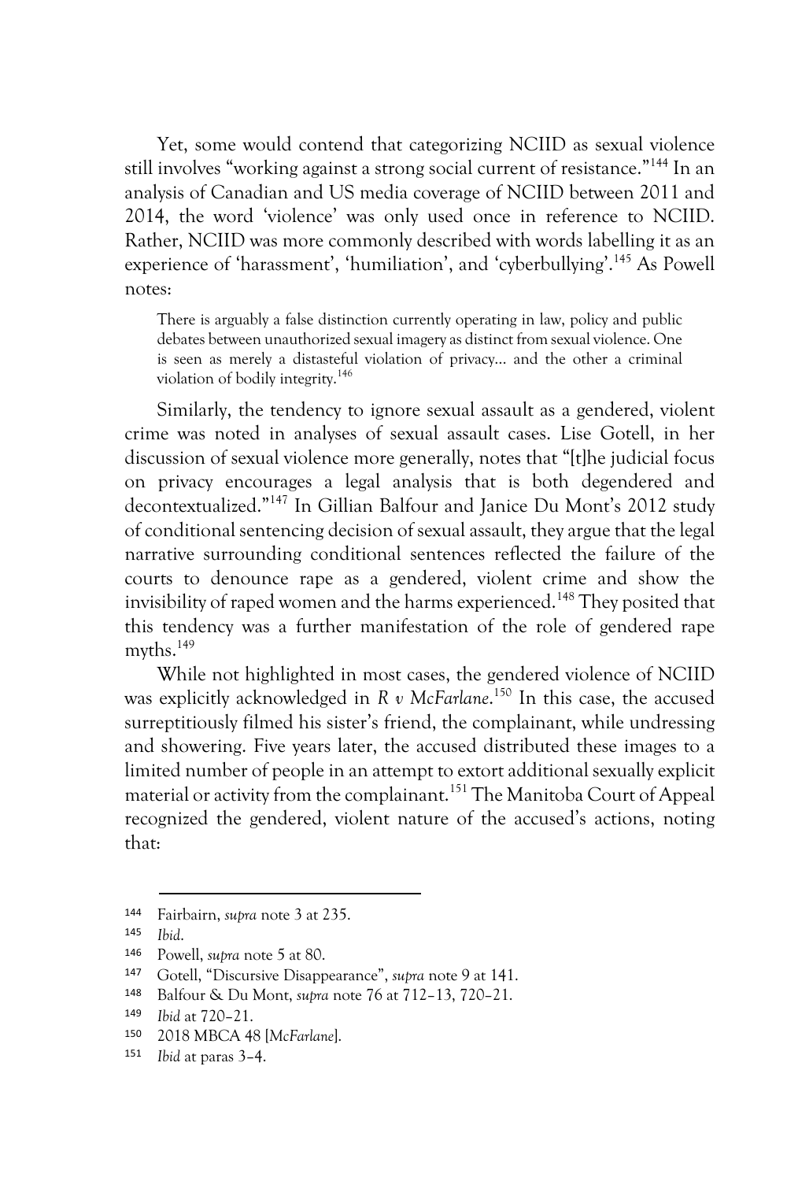Yet, some would contend that categorizing NCIID as sexual violence still involves "working against a strong social current of resistance."[144] In an analysis of Canadian and US media coverage of NCIID between 2011 and 2014, the word 'violence' was only used once in reference to NCIID. Rather, NCIID was more commonly described with words labelling it as an experience of 'harassment', 'humiliation', and 'cyberbullying'.[145] As Powell notes:

> There is arguably a false distinction currently operating in law, policy and public debates between unauthorized sexual imagery as distinct from sexual violence. One is seen as merely a distasteful violation of privacy… and the other a criminal violation of bodily integrity.[146]

Similarly, the tendency to ignore sexual assault as a gendered, violent crime was noted in analyses of sexual assault cases. Lise Gotell, in her discussion of sexual violence more generally, notes that "[t]he judicial focus on privacy encourages a legal analysis that is both degendered and decontextualized."[147] In Gillian Balfour and Janice Du Mont's 2012 study of conditional sentencing decision of sexual assault, they argue that the legal narrative surrounding conditional sentences reflected the failure of the courts to denounce rape as a gendered, violent crime and show the invisibility of raped women and the harms experienced.[148] They posited that this tendency was a further manifestation of the role of gendered rape myths.[149]

While not highlighted in most cases, the gendered violence of NCIID was explicitly acknowledged in *R v McFarlane*.[150] In this case, the accused surreptitiously filmed his sister's friend, the complainant, while undressing and showering. Five years later, the accused distributed these images to a limited number of people in an attempt to extort additional sexually explicit material or activity from the complainant.[151] The Manitoba Court of Appeal recognized the gendered, violent nature of the accused's actions, noting that:

---

144 Fairbairn, *supra* note 3 at 235.

145 *Ibid*.

146 Powell, *supra* note 5 at 80.

147 Gotell, "Discursive Disappearance", *supra* note 9 at 141.

148 Balfour & Du Mont, *supra* note 76 at 712–13, 720–21.

149 *Ibid* at 720–21.

150 2018 MBCA 48 [*McFarlane*].

151 *Ibid* at paras 3–4.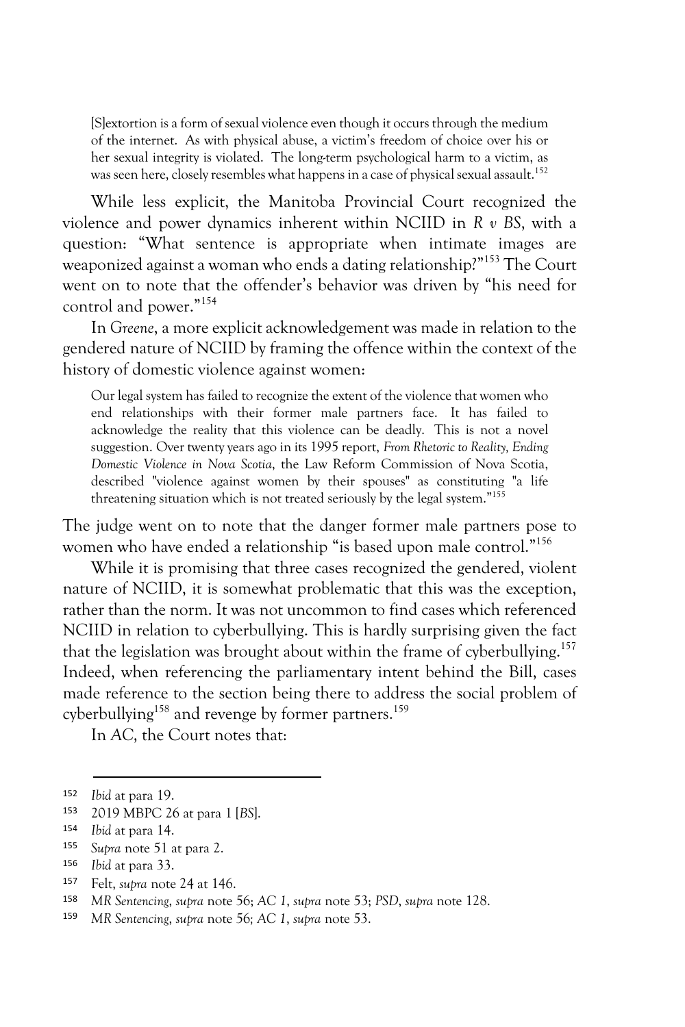> [S]extortion is a form of sexual violence even though it occurs through the medium of the internet. As with physical abuse, a victim's freedom of choice over his or her sexual integrity is violated. The long-term psychological harm to a victim, as was seen here, closely resembles what happens in a case of physical sexual assault.[152]

While less explicit, the Manitoba Provincial Court recognized the violence and power dynamics inherent within NCIID in *R v BS*, with a question: "What sentence is appropriate when intimate images are weaponized against a woman who ends a dating relationship?"[153] The Court went on to note that the offender's behavior was driven by "his need for control and power."[154]

In *Greene*, a more explicit acknowledgement was made in relation to the gendered nature of NCIID by framing the offence within the context of the history of domestic violence against women:

> Our legal system has failed to recognize the extent of the violence that women who end relationships with their former male partners face. It has failed to acknowledge the reality that this violence can be deadly. This is not a novel suggestion. Over twenty years ago in its 1995 report, *From Rhetoric to Reality, Ending Domestic Violence in Nova Scotia*, the Law Reform Commission of Nova Scotia, described "violence against women by their spouses" as constituting "a life threatening situation which is not treated seriously by the legal system."[155]

The judge went on to note that the danger former male partners pose to women who have ended a relationship "is based upon male control."[156]

While it is promising that three cases recognized the gendered, violent nature of NCIID, it is somewhat problematic that this was the exception, rather than the norm. It was not uncommon to find cases which referenced NCIID in relation to cyberbullying. This is hardly surprising given the fact that the legislation was brought about within the frame of cyberbullying.[157] Indeed, when referencing the parliamentary intent behind the Bill, cases made reference to the section being there to address the social problem of cyberbullying[158] and revenge by former partners.[159]

In *AC*, the Court notes that:

---

152 *Ibid* at para 19.

153 2019 MBPC 26 at para 1 [*BS*].

154 *Ibid* at para 14.

155 *Supra* note 51 at para 2.

156 *Ibid* at para 33.

157 Felt, *supra* note 24 at 146.

158 *MR Sentencing*, *supra* note 56; *AC 1*, *supra* note 53; *PSD*, *supra* note 128.

159 *MR Sentencing*, *supra* note 56; *AC 1*, *supra* note 53.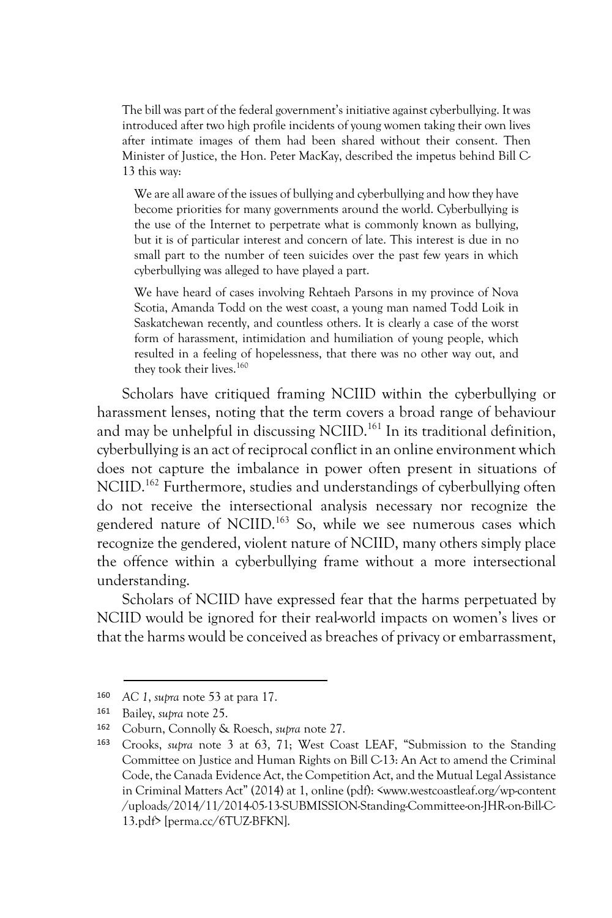The bill was part of the federal government's initiative against cyberbullying. It was introduced after two high profile incidents of young women taking their own lives after intimate images of them had been shared without their consent. Then Minister of Justice, the Hon. Peter MacKay, described the impetus behind Bill C-13 this way:

> We are all aware of the issues of bullying and cyberbullying and how they have become priorities for many governments around the world. Cyberbullying is the use of the Internet to perpetrate what is commonly known as bullying, but it is of particular interest and concern of late. This interest is due in no small part to the number of teen suicides over the past few years in which cyberbullying was alleged to have played a part.
>
> We have heard of cases involving Rehtaeh Parsons in my province of Nova Scotia, Amanda Todd on the west coast, a young man named Todd Loik in Saskatchewan recently, and countless others. It is clearly a case of the worst form of harassment, intimidation and humiliation of young people, which resulted in a feeling of hopelessness, that there was no other way out, and they took their lives.[160]

Scholars have critiqued framing NCIID within the cyberbullying or harassment lenses, noting that the term covers a broad range of behaviour and may be unhelpful in discussing NCIID.[161] In its traditional definition, cyberbullying is an act of reciprocal conflict in an online environment which does not capture the imbalance in power often present in situations of NCIID.[162] Furthermore, studies and understandings of cyberbullying often do not receive the intersectional analysis necessary nor recognize the gendered nature of NCIID.[163] So, while we see numerous cases which recognize the gendered, violent nature of NCIID, many others simply place the offence within a cyberbullying frame without a more intersectional understanding.

Scholars of NCIID have expressed fear that the harms perpetuated by NCIID would be ignored for their real-world impacts on women's lives or that the harms would be conceived as breaches of privacy or embarrassment,

---

160 *AC 1*, *supra* note 53 at para 17.

161 Bailey, *supra* note 25.

162 Coburn, Connolly & Roesch, *supra* note 27.

163 Crooks, *supra* note 3 at 63, 71; West Coast LEAF, "Submission to the Standing Committee on Justice and Human Rights on Bill C-13: An Act to amend the Criminal Code, the Canada Evidence Act, the Competition Act, and the Mutual Legal Assistance in Criminal Matters Act" (2014) at 1, online (pdf): <www.westcoastleaf.org/wp-content/uploads/2014/11/2014-05-13-SUBMISSION-Standing-Committee-on-JHR-on-Bill-C-13.pdf> [perma.cc/6TUZ-BFKN].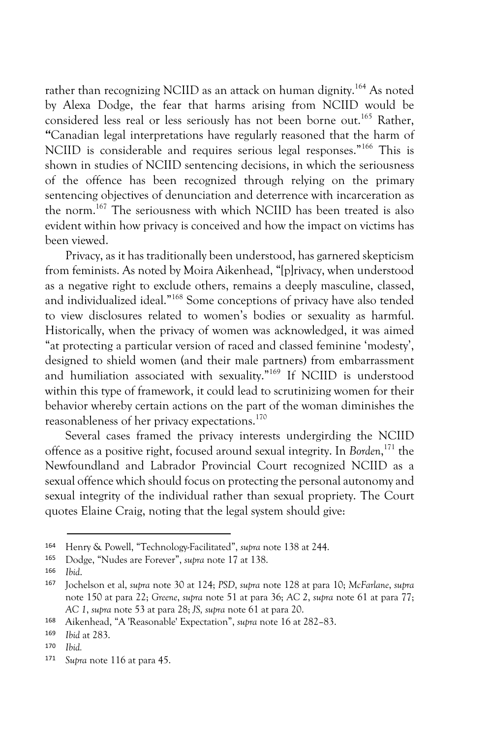rather than recognizing NCIID as an attack on human dignity.[164] As noted by Alexa Dodge, the fear that harms arising from NCIID would be considered less real or less seriously has not been borne out.[165] Rather, "Canadian legal interpretations have regularly reasoned that the harm of NCIID is considerable and requires serious legal responses."[166] This is shown in studies of NCIID sentencing decisions, in which the seriousness of the offence has been recognized through relying on the primary sentencing objectives of denunciation and deterrence with incarceration as the norm.[167] The seriousness with which NCIID has been treated is also evident within how privacy is conceived and how the impact on victims has been viewed.

Privacy, as it has traditionally been understood, has garnered skepticism from feminists. As noted by Moira Aikenhead, "[p]rivacy, when understood as a negative right to exclude others, remains a deeply masculine, classed, and individualized ideal."[168] Some conceptions of privacy have also tended to view disclosures related to women's bodies or sexuality as harmful. Historically, when the privacy of women was acknowledged, it was aimed "at protecting a particular version of raced and classed feminine 'modesty', designed to shield women (and their male partners) from embarrassment and humiliation associated with sexuality."[169] If NCIID is understood within this type of framework, it could lead to scrutinizing women for their behavior whereby certain actions on the part of the woman diminishes the reasonableness of her privacy expectations.[170]

Several cases framed the privacy interests undergirding the NCIID offence as a positive right, focused around sexual integrity. In *Borden*,[171] the Newfoundland and Labrador Provincial Court recognized NCIID as a sexual offence which should focus on protecting the personal autonomy and sexual integrity of the individual rather than sexual propriety. The Court quotes Elaine Craig, noting that the legal system should give:

---

164 Henry & Powell, "Technology-Facilitated", *supra* note 138 at 244.

165 Dodge, "Nudes are Forever", *supra* note 17 at 138.

166 *Ibid*.

167 Jochelson et al, *supra* note 30 at 124; *PSD*, *supra* note 128 at para 10; *McFarlane*, *supra* note 150 at para 22; *Greene*, *supra* note 51 at para 36; *AC 2*, *supra* note 61 at para 77; *AC 1*, *supra* note 53 at para 28; *JS*, *supra* note 61 at para 20.

168 Aikenhead, "A 'Reasonable' Expectation", *supra* note 16 at 282–83.

169 *Ibid* at 283.

170 *Ibid.*

171 *Supra* note 116 at para 45.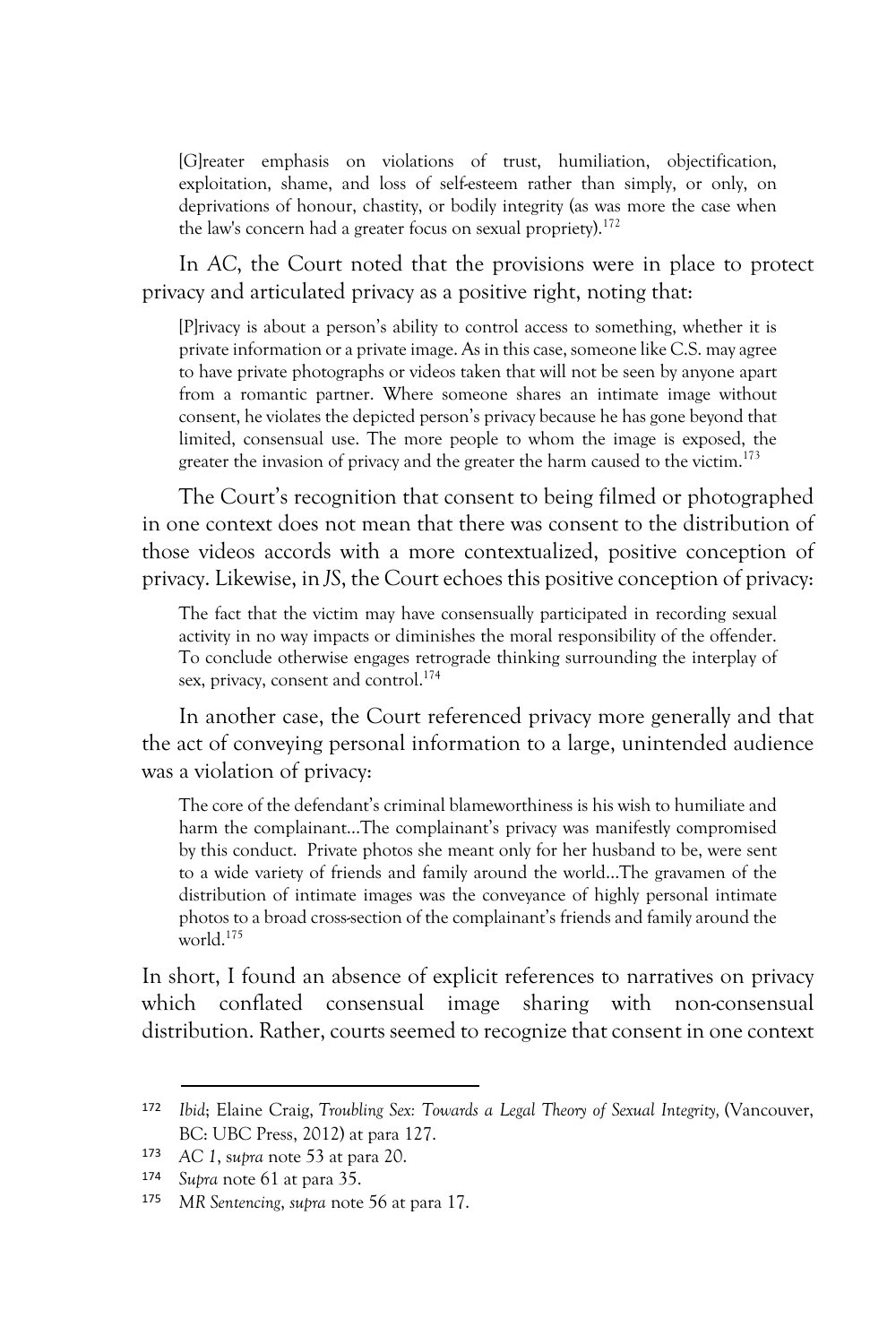> [G]reater emphasis on violations of trust, humiliation, objectification, exploitation, shame, and loss of self-esteem rather than simply, or only, on deprivations of honour, chastity, or bodily integrity (as was more the case when the law's concern had a greater focus on sexual propriety).[172]

In *AC*, the Court noted that the provisions were in place to protect privacy and articulated privacy as a positive right, noting that:

> [P]rivacy is about a person's ability to control access to something, whether it is private information or a private image. As in this case, someone like C.S. may agree to have private photographs or videos taken that will not be seen by anyone apart from a romantic partner. Where someone shares an intimate image without consent, he violates the depicted person's privacy because he has gone beyond that limited, consensual use. The more people to whom the image is exposed, the greater the invasion of privacy and the greater the harm caused to the victim.[173]

The Court's recognition that consent to being filmed or photographed in one context does not mean that there was consent to the distribution of those videos accords with a more contextualized, positive conception of privacy. Likewise, in *JS*, the Court echoes this positive conception of privacy:

> The fact that the victim may have consensually participated in recording sexual activity in no way impacts or diminishes the moral responsibility of the offender. To conclude otherwise engages retrograde thinking surrounding the interplay of sex, privacy, consent and control.[174]

In another case, the Court referenced privacy more generally and that the act of conveying personal information to a large, unintended audience was a violation of privacy:

> The core of the defendant's criminal blameworthiness is his wish to humiliate and harm the complainant…The complainant's privacy was manifestly compromised by this conduct. Private photos she meant only for her husband to be, were sent to a wide variety of friends and family around the world…The gravamen of the distribution of intimate images was the conveyance of highly personal intimate photos to a broad cross-section of the complainant's friends and family around the world.[175]

In short, I found an absence of explicit references to narratives on privacy which conflated consensual image sharing with non-consensual distribution. Rather, courts seemed to recognize that consent in one context

---

[172] *Ibid*; Elaine Craig, *Troubling Sex: Towards a Legal Theory of Sexual Integrity*, (Vancouver, BC: UBC Press, 2012) at para 127.

[173] *AC 1*, *supra* note 53 at para 20.

[174] *Supra* note 61 at para 35.

[175] *MR Sentencing*, *supra* note 56 at para 17.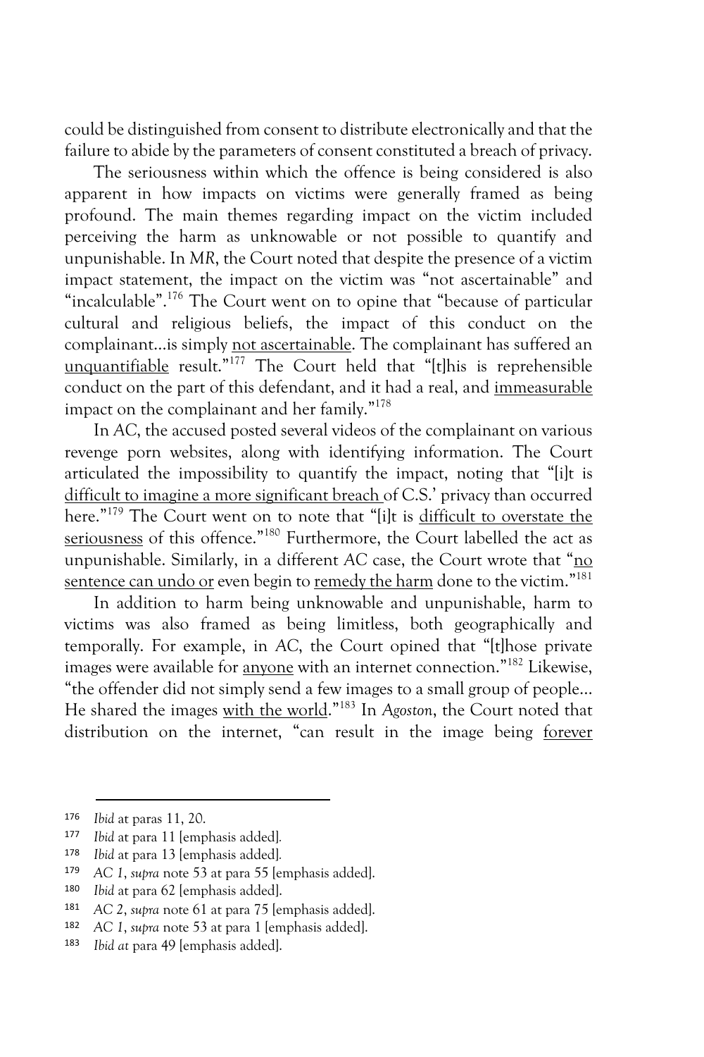could be distinguished from consent to distribute electronically and that the failure to abide by the parameters of consent constituted a breach of privacy.

The seriousness within which the offence is being considered is also apparent in how impacts on victims were generally framed as being profound. The main themes regarding impact on the victim included perceiving the harm as unknowable or not possible to quantify and unpunishable. In *MR*, the Court noted that despite the presence of a victim impact statement, the impact on the victim was "not ascertainable" and "incalculable".[176] The Court went on to opine that "because of particular cultural and religious beliefs, the impact of this conduct on the complainant…is simply <u>not ascertainable</u>. The complainant has suffered an <u>unquantifiable</u> result."[177] The Court held that "[t]his is reprehensible conduct on the part of this defendant, and it had a real, and <u>immeasurable</u> impact on the complainant and her family."[178]

In *AC*, the accused posted several videos of the complainant on various revenge porn websites, along with identifying information. The Court articulated the impossibility to quantify the impact, noting that "[i]t is <u>difficult to imagine a more significant breach</u> of C.S.' privacy than occurred here."[179] The Court went on to note that "[i]t is <u>difficult to overstate the seriousness</u> of this offence."[180] Furthermore, the Court labelled the act as unpunishable. Similarly, in a different *AC* case, the Court wrote that "<u>no sentence can undo or</u> even begin to <u>remedy the harm</u> done to the victim."[181]

In addition to harm being unknowable and unpunishable, harm to victims was also framed as being limitless, both geographically and temporally. For example, in *AC*, the Court opined that "[t]hose private images were available for <u>anyone</u> with an internet connection."[182] Likewise, "the offender did not simply send a few images to a small group of people… He shared the images <u>with the world</u>."[183] In *Agoston*, the Court noted that distribution on the internet, "can result in the image being <u>forever</u>

---

176 *Ibid* at paras 11, 20.

177 *Ibid* at para 11 [emphasis added].

178 *Ibid* at para 13 [emphasis added].

179 *AC 1*, *supra* note 53 at para 55 [emphasis added].

180 *Ibid* at para 62 [emphasis added].

181 *AC 2*, *supra* note 61 at para 75 [emphasis added].

182 *AC 1*, *supra* note 53 at para 1 [emphasis added].

183 *Ibid at* para 49 [emphasis added].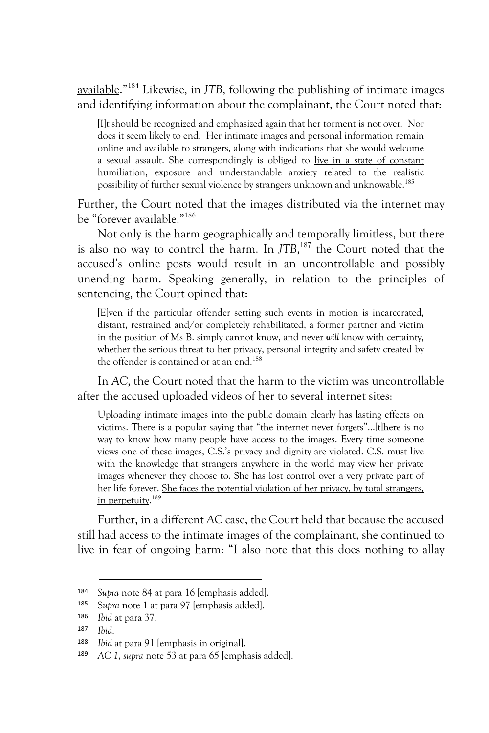available."[184] Likewise, in *JTB*, following the publishing of intimate images and identifying information about the complainant, the Court noted that:

> [I]t should be recognized and emphasized again that her torment is not over. Nor does it seem likely to end. Her intimate images and personal information remain online and available to strangers, along with indications that she would welcome a sexual assault. She correspondingly is obliged to live in a state of constant humiliation, exposure and understandable anxiety related to the realistic possibility of further sexual violence by strangers unknown and unknowable.[185]

Further, the Court noted that the images distributed via the internet may be "forever available."[186]

Not only is the harm geographically and temporally limitless, but there is also no way to control the harm. In *JTB*,[187] the Court noted that the accused's online posts would result in an uncontrollable and possibly unending harm. Speaking generally, in relation to the principles of sentencing, the Court opined that:

> [E]ven if the particular offender setting such events in motion is incarcerated, distant, restrained and/or completely rehabilitated, a former partner and victim in the position of Ms B. simply cannot know, and never *will* know with certainty, whether the serious threat to her privacy, personal integrity and safety created by the offender is contained or at an end.[188]

In *AC*, the Court noted that the harm to the victim was uncontrollable after the accused uploaded videos of her to several internet sites:

> Uploading intimate images into the public domain clearly has lasting effects on victims. There is a popular saying that "the internet never forgets"…[t]here is no way to know how many people have access to the images. Every time someone views one of these images, C.S.'s privacy and dignity are violated. C.S. must live with the knowledge that strangers anywhere in the world may view her private images whenever they choose to. She has lost control over a very private part of her life forever. She faces the potential violation of her privacy, by total strangers, in perpetuity.[189]

Further, in a different *AC* case, the Court held that because the accused still had access to the intimate images of the complainant, she continued to live in fear of ongoing harm: "I also note that this does nothing to allay

---

184 *Supra* note 84 at para 16 [emphasis added].

185 S*upra* note 1 at para 97 [emphasis added].

186 *Ibid* at para 37.

187 *Ibid*.

188 *Ibid* at para 91 [emphasis in original].

189 *AC 1*, *supra* note 53 at para 65 [emphasis added].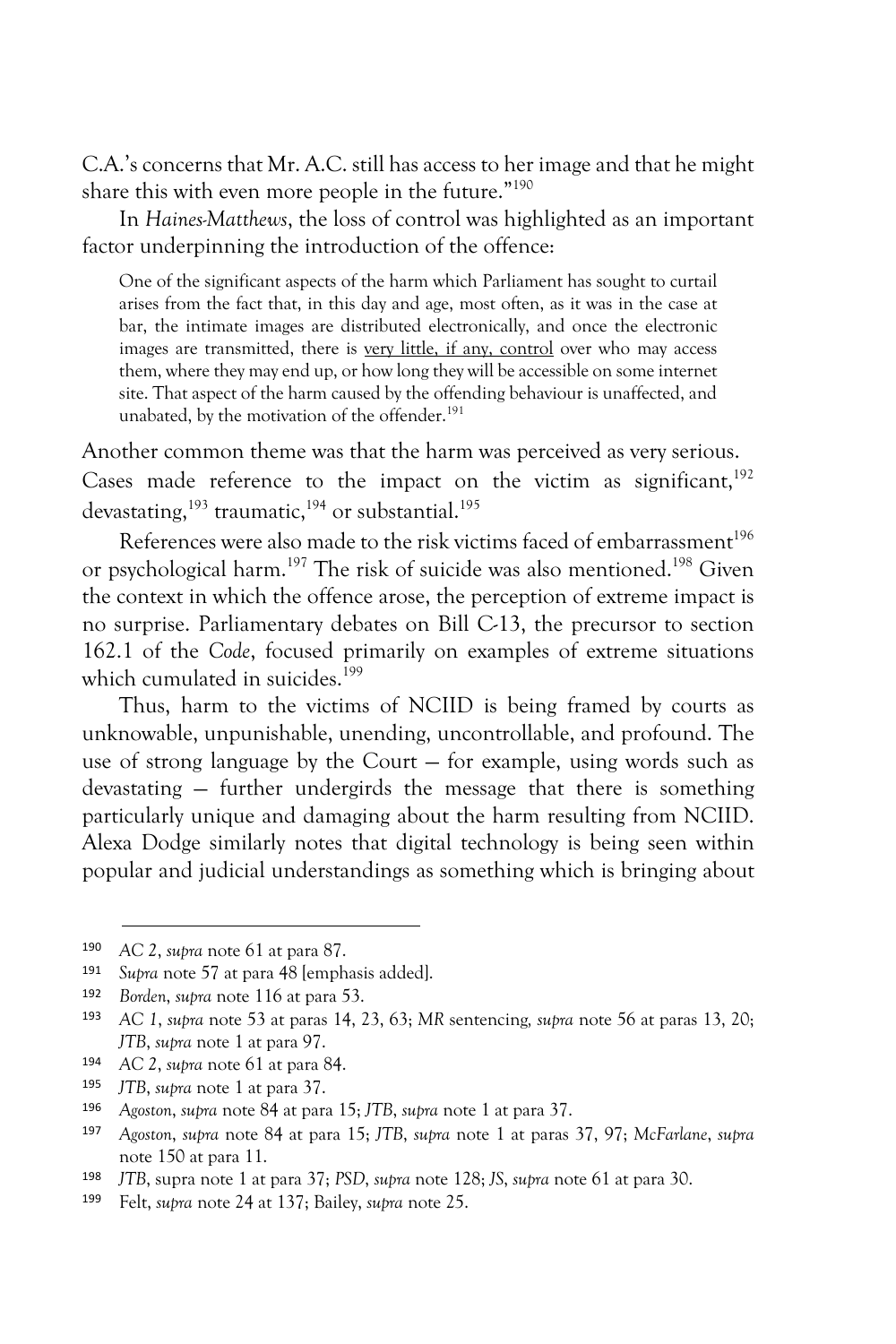C.A.'s concerns that Mr. A.C. still has access to her image and that he might share this with even more people in the future."[190]

In *Haines-Matthews*, the loss of control was highlighted as an important factor underpinning the introduction of the offence:

> One of the significant aspects of the harm which Parliament has sought to curtail arises from the fact that, in this day and age, most often, as it was in the case at bar, the intimate images are distributed electronically, and once the electronic images are transmitted, there is <u>very little, if any, control</u> over who may access them, where they may end up, or how long they will be accessible on some internet site. That aspect of the harm caused by the offending behaviour is unaffected, and unabated, by the motivation of the offender.[191]

Another common theme was that the harm was perceived as very serious. Cases made reference to the impact on the victim as significant,[192] devastating,[193] traumatic,[194] or substantial.[195]

References were also made to the risk victims faced of embarrassment[196] or psychological harm.[197] The risk of suicide was also mentioned.[198] Given the context in which the offence arose, the perception of extreme impact is no surprise. Parliamentary debates on Bill C-13, the precursor to section 162.1 of the *Code*, focused primarily on examples of extreme situations which cumulated in suicides.[199]

Thus, harm to the victims of NCIID is being framed by courts as unknowable, unpunishable, unending, uncontrollable, and profound. The use of strong language by the Court — for example, using words such as devastating — further undergirds the message that there is something particularly unique and damaging about the harm resulting from NCIID. Alexa Dodge similarly notes that digital technology is being seen within popular and judicial understandings as something which is bringing about

---

190 *AC 2*, *supra* note 61 at para 87.

191 *Supra* note 57 at para 48 [emphasis added].

192 *Borden*, *supra* note 116 at para 53.

193 *AC 1*, *supra* note 53 at paras 14, 23, 63; *MR* sentencing, *supra* note 56 at paras 13, 20; *JTB*, *supra* note 1 at para 97.

194 *AC 2*, *supra* note 61 at para 84.

195 *JTB*, *supra* note 1 at para 37.

196 *Agoston*, *supra* note 84 at para 15; *JTB*, *supra* note 1 at para 37.

197 *Agoston*, *supra* note 84 at para 15; *JTB*, *supra* note 1 at paras 37, 97; *McFarlane*, *supra* note 150 at para 11.

198 *JTB*, supra note 1 at para 37; *PSD*, *supra* note 128; *JS*, *supra* note 61 at para 30.

199 Felt, *supra* note 24 at 137; Bailey, *supra* note 25.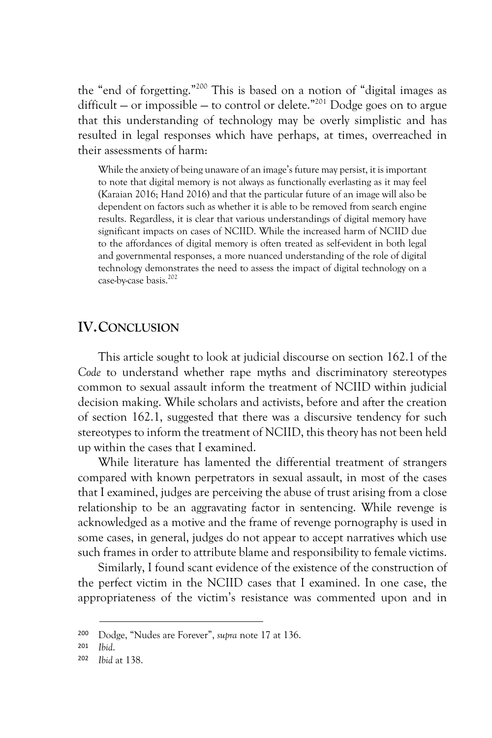the "end of forgetting."[200] This is based on a notion of "digital images as difficult — or impossible — to control or delete."[201] Dodge goes on to argue that this understanding of technology may be overly simplistic and has resulted in legal responses which have perhaps, at times, overreached in their assessments of harm:

> While the anxiety of being unaware of an image's future may persist, it is important to note that digital memory is not always as functionally everlasting as it may feel (Karaian 2016; Hand 2016) and that the particular future of an image will also be dependent on factors such as whether it is able to be removed from search engine results. Regardless, it is clear that various understandings of digital memory have significant impacts on cases of NCIID. While the increased harm of NCIID due to the affordances of digital memory is often treated as self-evident in both legal and governmental responses, a more nuanced understanding of the role of digital technology demonstrates the need to assess the impact of digital technology on a case-by-case basis.[202]

## IV. CONCLUSION

This article sought to look at judicial discourse on section 162.1 of the *Code* to understand whether rape myths and discriminatory stereotypes common to sexual assault inform the treatment of NCIID within judicial decision making. While scholars and activists, before and after the creation of section 162.1, suggested that there was a discursive tendency for such stereotypes to inform the treatment of NCIID, this theory has not been held up within the cases that I examined.

While literature has lamented the differential treatment of strangers compared with known perpetrators in sexual assault, in most of the cases that I examined, judges are perceiving the abuse of trust arising from a close relationship to be an aggravating factor in sentencing. While revenge is acknowledged as a motive and the frame of revenge pornography is used in some cases, in general, judges do not appear to accept narratives which use such frames in order to attribute blame and responsibility to female victims.

Similarly, I found scant evidence of the existence of the construction of the perfect victim in the NCIID cases that I examined. In one case, the appropriateness of the victim's resistance was commented upon and in

---

[200] Dodge, "Nudes are Forever", *supra* note 17 at 136.

[201] *Ibid*.

[202] *Ibid* at 138.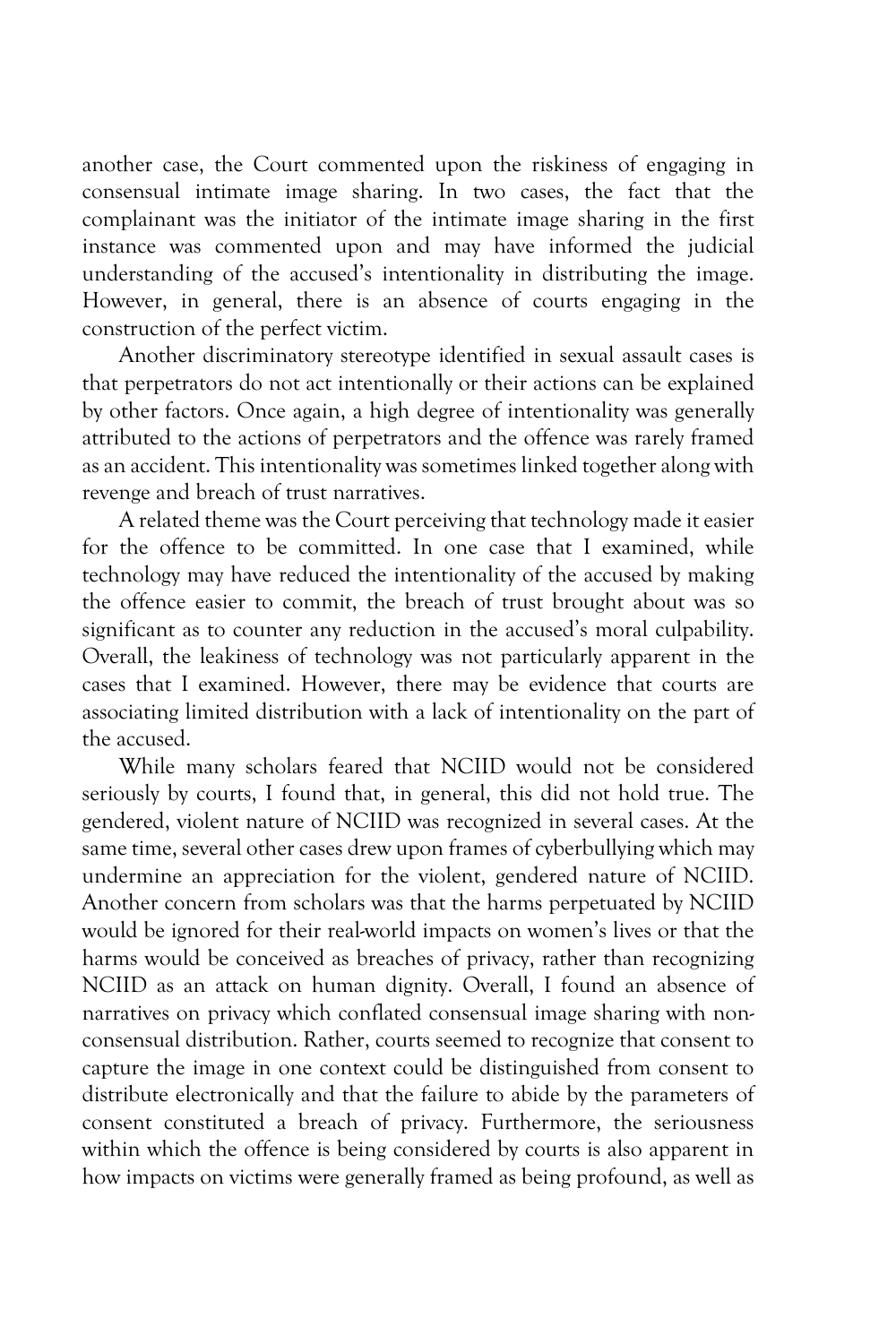another case, the Court commented upon the riskiness of engaging in consensual intimate image sharing. In two cases, the fact that the complainant was the initiator of the intimate image sharing in the first instance was commented upon and may have informed the judicial understanding of the accused's intentionality in distributing the image. However, in general, there is an absence of courts engaging in the construction of the perfect victim.

Another discriminatory stereotype identified in sexual assault cases is that perpetrators do not act intentionally or their actions can be explained by other factors. Once again, a high degree of intentionality was generally attributed to the actions of perpetrators and the offence was rarely framed as an accident. This intentionality was sometimes linked together along with revenge and breach of trust narratives.

A related theme was the Court perceiving that technology made it easier for the offence to be committed. In one case that I examined, while technology may have reduced the intentionality of the accused by making the offence easier to commit, the breach of trust brought about was so significant as to counter any reduction in the accused's moral culpability. Overall, the leakiness of technology was not particularly apparent in the cases that I examined. However, there may be evidence that courts are associating limited distribution with a lack of intentionality on the part of the accused.

While many scholars feared that NCIID would not be considered seriously by courts, I found that, in general, this did not hold true. The gendered, violent nature of NCIID was recognized in several cases. At the same time, several other cases drew upon frames of cyberbullying which may undermine an appreciation for the violent, gendered nature of NCIID. Another concern from scholars was that the harms perpetuated by NCIID would be ignored for their real-world impacts on women's lives or that the harms would be conceived as breaches of privacy, rather than recognizing NCIID as an attack on human dignity. Overall, I found an absence of narratives on privacy which conflated consensual image sharing with non-consensual distribution. Rather, courts seemed to recognize that consent to capture the image in one context could be distinguished from consent to distribute electronically and that the failure to abide by the parameters of consent constituted a breach of privacy. Furthermore, the seriousness within which the offence is being considered by courts is also apparent in how impacts on victims were generally framed as being profound, as well as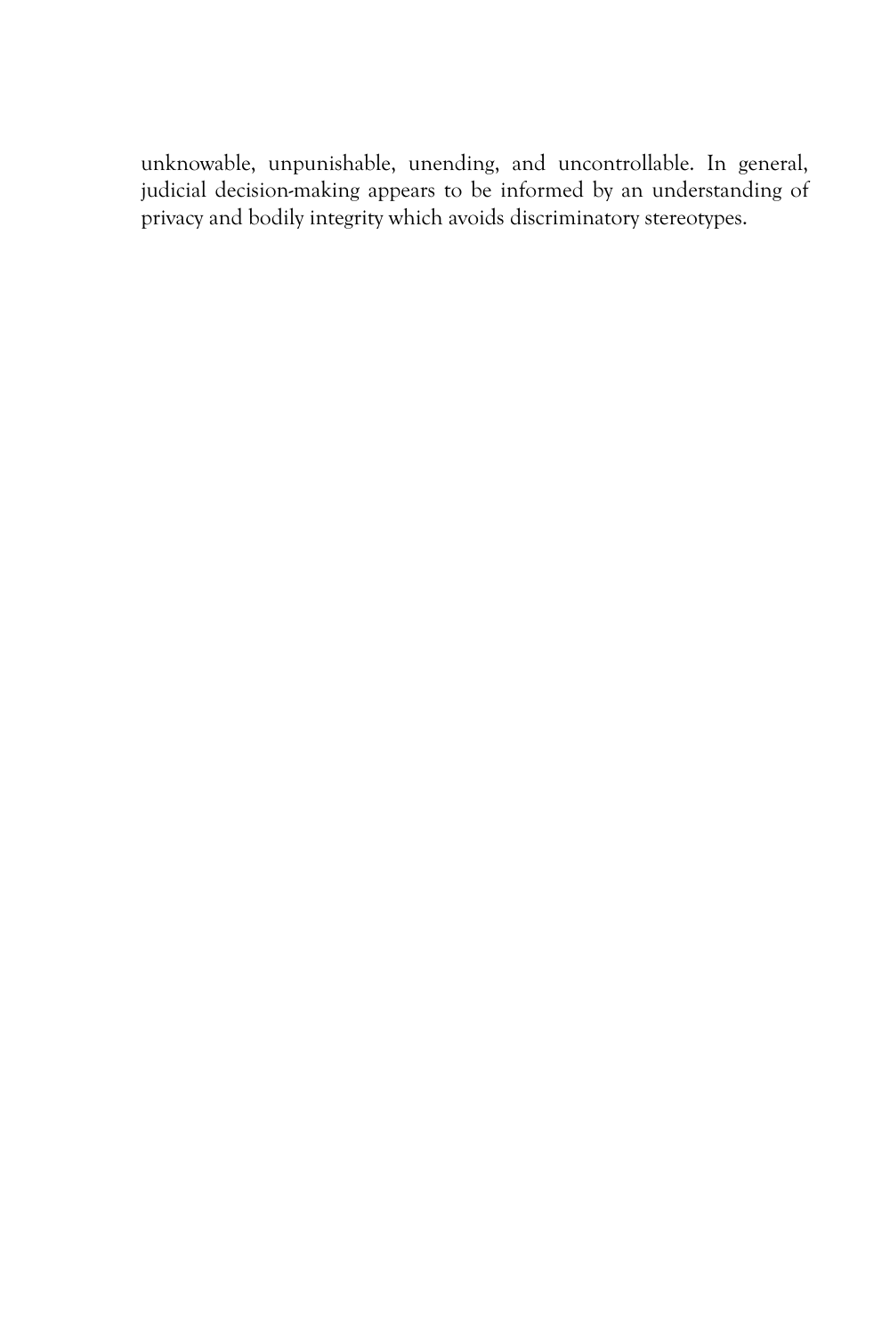unknowable, unpunishable, unending, and uncontrollable. In general, judicial decision-making appears to be informed by an understanding of privacy and bodily integrity which avoids discriminatory stereotypes.